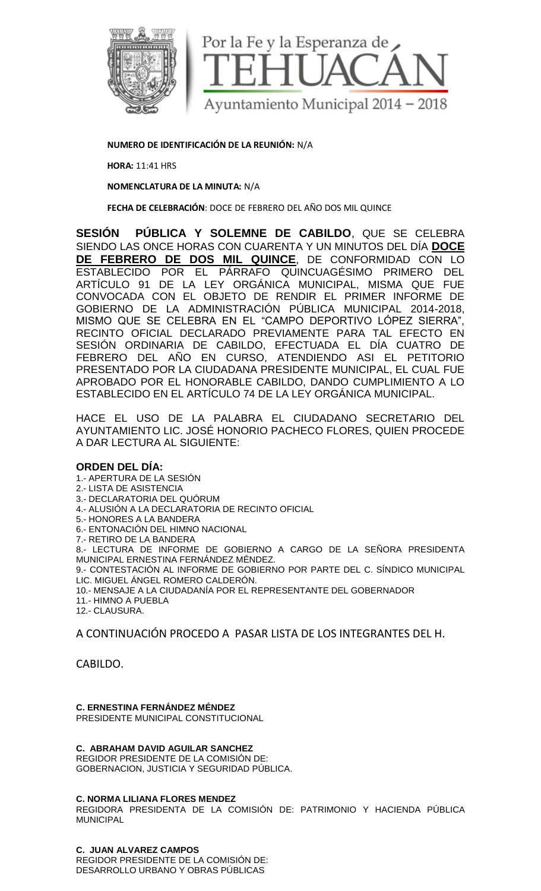Por la Fe y la Esperanza de
TEHUACÁN
Ayuntamiento Municipal 2014 – 2018

**NUMERO DE IDENTIFICACIÓN DE LA REUNIÓN:** N/A

**HORA:** 11:41 HRS

**NOMENCLATURA DE LA MINUTA:** N/A

**FECHA DE CELEBRACIÓN**: DOCE DE FEBRERO DEL AÑO DOS MIL QUINCE

**SESIÓN PÚBLICA Y SOLEMNE DE CABILDO**, QUE SE CELEBRA SIENDO LAS ONCE HORAS CON CUARENTA Y UN MINUTOS DEL DÍA **DOCE DE FEBRERO DE DOS MIL QUINCE**, DE CONFORMIDAD CON LO ESTABLECIDO POR EL PÁRRAFO QUINCUAGÉSIMO PRIMERO DEL ARTÍCULO 91 DE LA LEY ORGÁNICA MUNICIPAL, MISMA QUE FUE CONVOCADA CON EL OBJETO DE RENDIR EL PRIMER INFORME DE GOBIERNO DE LA ADMINISTRACIÓN PÚBLICA MUNICIPAL 2014-2018, MISMO QUE SE CELEBRA EN EL "CAMPO DEPORTIVO LÓPEZ SIERRA", RECINTO OFICIAL DECLARADO PREVIAMENTE PARA TAL EFECTO EN SESIÓN ORDINARIA DE CABILDO, EFECTUADA EL DÍA CUATRO DE FEBRERO DEL AÑO EN CURSO, ATENDIENDO ASI EL PETITORIO PRESENTADO POR LA CIUDADANA PRESIDENTE MUNICIPAL, EL CUAL FUE APROBADO POR EL HONORABLE CABILDO, DANDO CUMPLIMIENTO A LO ESTABLECIDO EN EL ARTÍCULO 74 DE LA LEY ORGÁNICA MUNICIPAL.

HACE EL USO DE LA PALABRA EL CIUDADANO SECRETARIO DEL AYUNTAMIENTO LIC. JOSÉ HONORIO PACHECO FLORES, QUIEN PROCEDE A DAR LECTURA AL SIGUIENTE:

**ORDEN DEL DÍA:**

1.- APERTURA DE LA SESIÓN
2.- LISTA DE ASISTENCIA
3.- DECLARATORIA DEL QUÓRUM
4.- ALUSIÓN A LA DECLARATORIA DE RECINTO OFICIAL
5.- HONORES A LA BANDERA
6.- ENTONACIÓN DEL HIMNO NACIONAL
7.- RETIRO DE LA BANDERA
8.- LECTURA DE INFORME DE GOBIERNO A CARGO DE LA SEÑORA PRESIDENTA MUNICIPAL ERNESTINA FERNÁNDEZ MÉNDEZ.
9.- CONTESTACIÓN AL INFORME DE GOBIERNO POR PARTE DEL C. SÍNDICO MUNICIPAL LIC. MIGUEL ÁNGEL ROMERO CALDERÓN.
10.- MENSAJE A LA CIUDADANÍA POR EL REPRESENTANTE DEL GOBERNADOR
11.- HIMNO A PUEBLA
12.- CLAUSURA.

A CONTINUACIÓN PROCEDO A PASAR LISTA DE LOS INTEGRANTES DEL H. CABILDO.

**C. ERNESTINA FERNÁNDEZ MÉNDEZ**
PRESIDENTE MUNICIPAL CONSTITUCIONAL

**C. ABRAHAM DAVID AGUILAR SANCHEZ**
REGIDOR PRESIDENTE DE LA COMISIÓN DE: GOBERNACION, JUSTICIA Y SEGURIDAD PÚBLICA.

**C. NORMA LILIANA FLORES MENDEZ**
REGIDORA PRESIDENTA DE LA COMISIÓN DE: PATRIMONIO Y HACIENDA PÚBLICA MUNICIPAL

**C. JUAN ALVAREZ CAMPOS**
REGIDOR PRESIDENTE DE LA COMISIÓN DE: DESARROLLO URBANO Y OBRAS PÚBLICAS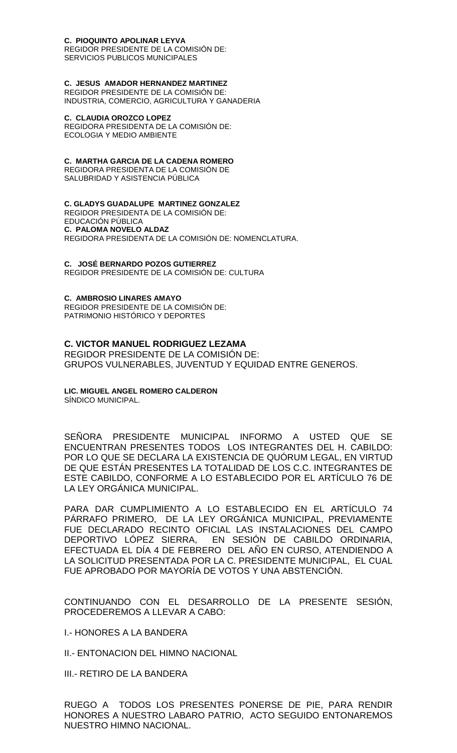**C. PIOQUINTO APOLINAR LEYVA**
REGIDOR PRESIDENTE DE LA COMISIÓN DE:
SERVICIOS PUBLICOS MUNICIPALES

**C. JESUS AMADOR HERNANDEZ MARTINEZ**
REGIDOR PRESIDENTE DE LA COMISIÓN DE:
INDUSTRIA, COMERCIO, AGRICULTURA Y GANADERIA

**C. CLAUDIA OROZCO LOPEZ**
REGIDORA PRESIDENTA DE LA COMISIÓN DE:
ECOLOGIA Y MEDIO AMBIENTE

**C. MARTHA GARCIA DE LA CADENA ROMERO**
REGIDORA PRESIDENTA DE LA COMISIÓN DE
SALUBRIDAD Y ASISTENCIA PÚBLICA

**C. GLADYS GUADALUPE MARTINEZ GONZALEZ**
REGIDOR PRESIDENTA DE LA COMISIÓN DE:
EDUCACIÓN PÚBLICA
**C. PALOMA NOVELO ALDAZ**
REGIDORA PRESIDENTA DE LA COMISIÓN DE: NOMENCLATURA.

**C. JOSÉ BERNARDO POZOS GUTIERREZ**
REGIDOR PRESIDENTE DE LA COMISIÓN DE: CULTURA

**C. AMBROSIO LINARES AMAYO**
REGIDOR PRESIDENTE DE LA COMISIÓN DE:
PATRIMONIO HISTÓRICO Y DEPORTES

**C. VICTOR MANUEL RODRIGUEZ LEZAMA**
REGIDOR PRESIDENTE DE LA COMISIÓN DE:
GRUPOS VULNERABLES, JUVENTUD Y EQUIDAD ENTRE GENEROS.

**LIC. MIGUEL ANGEL ROMERO CALDERON**
SÍNDICO MUNICIPAL.

SEÑORA PRESIDENTE MUNICIPAL INFORMO A USTED QUE SE ENCUENTRAN PRESENTES TODOS LOS INTEGRANTES DEL H. CABILDO: POR LO QUE SE DECLARA LA EXISTENCIA DE QUÓRUM LEGAL, EN VIRTUD DE QUE ESTÁN PRESENTES LA TOTALIDAD DE LOS C.C. INTEGRANTES DE ESTE CABILDO, CONFORME A LO ESTABLECIDO POR EL ARTÍCULO 76 DE LA LEY ORGÁNICA MUNICIPAL.

PARA DAR CUMPLIMIENTO A LO ESTABLECIDO EN EL ARTÍCULO 74 PÁRRAFO PRIMERO, DE LA LEY ORGÁNICA MUNICIPAL, PREVIAMENTE FUE DECLARADO RECINTO OFICIAL LAS INSTALACIONES DEL CAMPO DEPORTIVO LÓPEZ SIERRA, EN SESIÓN DE CABILDO ORDINARIA, EFECTUADA EL DÍA 4 DE FEBRERO DEL AÑO EN CURSO, ATENDIENDO A LA SOLICITUD PRESENTADA POR LA C. PRESIDENTE MUNICIPAL, EL CUAL FUE APROBADO POR MAYORÍA DE VOTOS Y UNA ABSTENCIÓN.

CONTINUANDO CON EL DESARROLLO DE LA PRESENTE SESIÓN, PROCEDEREMOS A LLEVAR A CABO:

I.- HONORES A LA BANDERA

II.- ENTONACION DEL HIMNO NACIONAL

III.- RETIRO DE LA BANDERA

RUEGO A TODOS LOS PRESENTES PONERSE DE PIE, PARA RENDIR HONORES A NUESTRO LABARO PATRIO, ACTO SEGUIDO ENTONAREMOS NUESTRO HIMNO NACIONAL.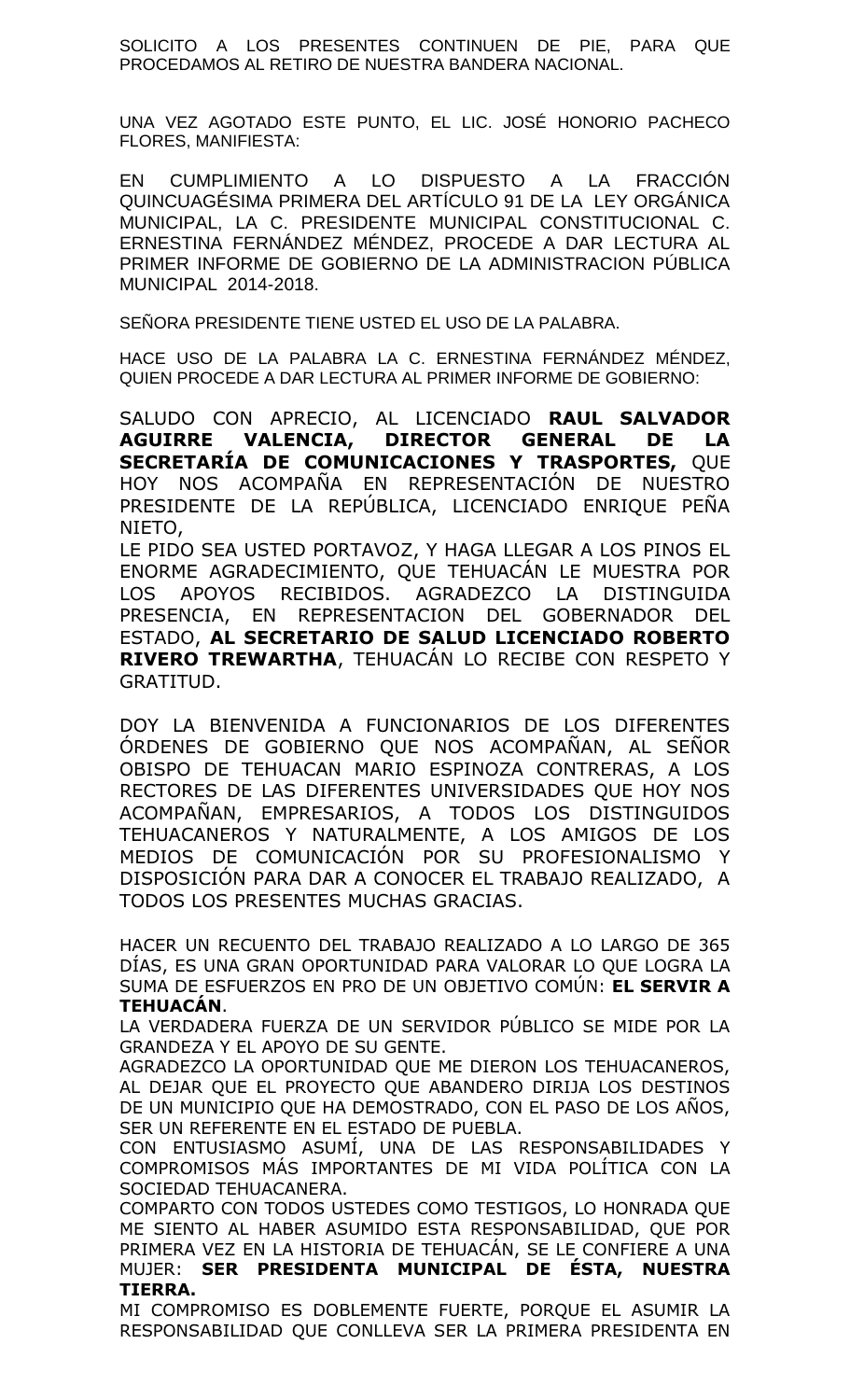SOLICITO A LOS PRESENTES CONTINUEN DE PIE, PARA QUE PROCEDAMOS AL RETIRO DE NUESTRA BANDERA NACIONAL.

UNA VEZ AGOTADO ESTE PUNTO, EL LIC. JOSÉ HONORIO PACHECO FLORES, MANIFIESTA:

EN CUMPLIMIENTO A LO DISPUESTO A LA FRACCIÓN QUINCUAGÉSIMA PRIMERA DEL ARTÍCULO 91 DE LA LEY ORGÁNICA MUNICIPAL, LA C. PRESIDENTE MUNICIPAL CONSTITUCIONAL C. ERNESTINA FERNÁNDEZ MÉNDEZ, PROCEDE A DAR LECTURA AL PRIMER INFORME DE GOBIERNO DE LA ADMINISTRACION PÚBLICA MUNICIPAL 2014-2018.

SEÑORA PRESIDENTE TIENE USTED EL USO DE LA PALABRA.

HACE USO DE LA PALABRA LA C. ERNESTINA FERNÁNDEZ MÉNDEZ, QUIEN PROCEDE A DAR LECTURA AL PRIMER INFORME DE GOBIERNO:

SALUDO CON APRECIO, AL LICENCIADO **RAUL SALVADOR AGUIRRE VALENCIA, DIRECTOR GENERAL DE LA SECRETARÍA DE COMUNICACIONES Y TRASPORTES,** QUE HOY NOS ACOMPAÑA EN REPRESENTACIÓN DE NUESTRO PRESIDENTE DE LA REPÚBLICA, LICENCIADO ENRIQUE PEÑA NIETO,
LE PIDO SEA USTED PORTAVOZ, Y HAGA LLEGAR A LOS PINOS EL ENORME AGRADECIMIENTO, QUE TEHUACÁN LE MUESTRA POR LOS APOYOS RECIBIDOS. AGRADEZCO LA DISTINGUIDA PRESENCIA, EN REPRESENTACION DEL GOBERNADOR DEL ESTADO, **AL SECRETARIO DE SALUD LICENCIADO ROBERTO RIVERO TREWARTHA**, TEHUACÁN LO RECIBE CON RESPETO Y GRATITUD.

DOY LA BIENVENIDA A FUNCIONARIOS DE LOS DIFERENTES ÓRDENES DE GOBIERNO QUE NOS ACOMPAÑAN, AL SEÑOR OBISPO DE TEHUACAN MARIO ESPINOZA CONTRERAS, A LOS RECTORES DE LAS DIFERENTES UNIVERSIDADES QUE HOY NOS ACOMPAÑAN, EMPRESARIOS, A TODOS LOS DISTINGUIDOS TEHUACANEROS Y NATURALMENTE, A LOS AMIGOS DE LOS MEDIOS DE COMUNICACIÓN POR SU PROFESIONALISMO Y DISPOSICIÓN PARA DAR A CONOCER EL TRABAJO REALIZADO, A TODOS LOS PRESENTES MUCHAS GRACIAS.

HACER UN RECUENTO DEL TRABAJO REALIZADO A LO LARGO DE 365 DÍAS, ES UNA GRAN OPORTUNIDAD PARA VALORAR LO QUE LOGRA LA SUMA DE ESFUERZOS EN PRO DE UN OBJETIVO COMÚN: **EL SERVIR A TEHUACÁN**.
LA VERDADERA FUERZA DE UN SERVIDOR PÚBLICO SE MIDE POR LA GRANDEZA Y EL APOYO DE SU GENTE.
AGRADEZCO LA OPORTUNIDAD QUE ME DIERON LOS TEHUACANEROS, AL DEJAR QUE EL PROYECTO QUE ABANDERO DIRIJA LOS DESTINOS DE UN MUNICIPIO QUE HA DEMOSTRADO, CON EL PASO DE LOS AÑOS, SER UN REFERENTE EN EL ESTADO DE PUEBLA.
CON ENTUSIASMO ASUMÍ, UNA DE LAS RESPONSABILIDADES Y COMPROMISOS MÁS IMPORTANTES DE MI VIDA POLÍTICA CON LA SOCIEDAD TEHUACANERA.
COMPARTO CON TODOS USTEDES COMO TESTIGOS, LO HONRADA QUE ME SIENTO AL HABER ASUMIDO ESTA RESPONSABILIDAD, QUE POR PRIMERA VEZ EN LA HISTORIA DE TEHUACÁN, SE LE CONFIERE A UNA MUJER: **SER PRESIDENTA MUNICIPAL DE ÉSTA, NUESTRA TIERRA.**
MI COMPROMISO ES DOBLEMENTE FUERTE, PORQUE EL ASUMIR LA RESPONSABILIDAD QUE CONLLEVA SER LA PRIMERA PRESIDENTA EN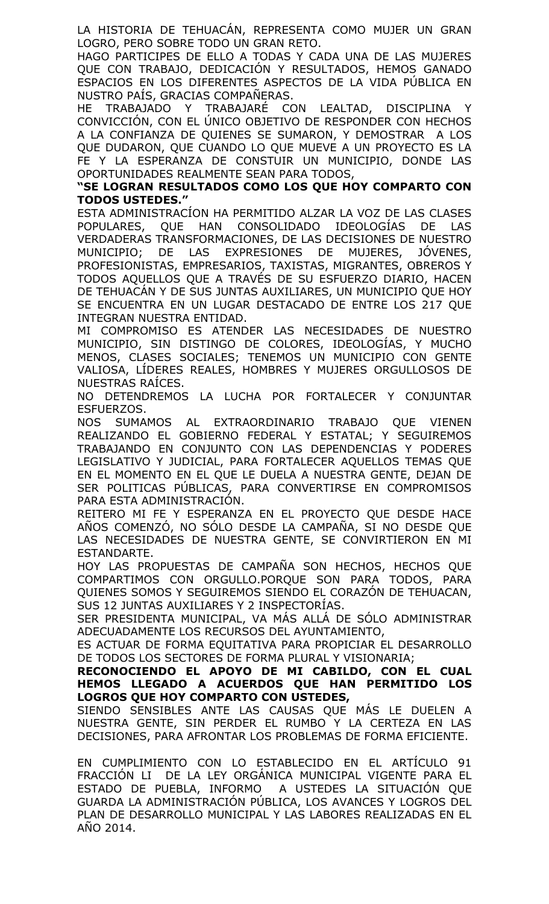LA HISTORIA DE TEHUACÁN, REPRESENTA COMO MUJER UN GRAN LOGRO, PERO SOBRE TODO UN GRAN RETO.

HAGO PARTICIPES DE ELLO A TODAS Y CADA UNA DE LAS MUJERES QUE CON TRABAJO, DEDICACIÓN Y RESULTADOS, HEMOS GANADO ESPACIOS EN LOS DIFERENTES ASPECTOS DE LA VIDA PÚBLICA EN NUSTRO PAÍS, GRACIAS COMPAÑERAS.

HE TRABAJADO Y TRABAJARÉ CON LEALTAD, DISCIPLINA Y CONVICCIÓN, CON EL ÚNICO OBJETIVO DE RESPONDER CON HECHOS A LA CONFIANZA DE QUIENES SE SUMARON, Y DEMOSTRAR A LOS QUE DUDARON, QUE CUANDO LO QUE MUEVE A UN PROYECTO ES LA FE Y LA ESPERANZA DE CONSTUIR UN MUNICIPIO, DONDE LAS OPORTUNIDADES REALMENTE SEAN PARA TODOS,

**"SE LOGRAN RESULTADOS COMO LOS QUE HOY COMPARTO CON TODOS USTEDES."**

ESTA ADMINISTRACÍON HA PERMITIDO ALZAR LA VOZ DE LAS CLASES POPULARES, QUE HAN CONSOLIDADO IDEOLOGÍAS DE LAS VERDADERAS TRANSFORMACIONES, DE LAS DECISIONES DE NUESTRO MUNICIPIO; DE LAS EXPRESIONES DE MUJERES, JÓVENES, PROFESIONISTAS, EMPRESARIOS, TAXISTAS, MIGRANTES, OBREROS Y TODOS AQUELLOS QUE A TRAVÉS DE SU ESFUERZO DIARIO, HACEN DE TEHUACÁN Y DE SUS JUNTAS AUXILIARES, UN MUNICIPIO QUE HOY SE ENCUENTRA EN UN LUGAR DESTACADO DE ENTRE LOS 217 QUE INTEGRAN NUESTRA ENTIDAD.

MI COMPROMISO ES ATENDER LAS NECESIDADES DE NUESTRO MUNICIPIO, SIN DISTINGO DE COLORES, IDEOLOGÍAS, Y MUCHO MENOS, CLASES SOCIALES; TENEMOS UN MUNICIPIO CON GENTE VALIOSA, LÍDERES REALES, HOMBRES Y MUJERES ORGULLOSOS DE NUESTRAS RAÍCES.

NO DETENDREMOS LA LUCHA POR FORTALECER Y CONJUNTAR ESFUERZOS.

NOS SUMAMOS AL EXTRAORDINARIO TRABAJO QUE VIENEN REALIZANDO EL GOBIERNO FEDERAL Y ESTATAL; Y SEGUIREMOS TRABAJANDO EN CONJUNTO CON LAS DEPENDENCIAS Y PODERES LEGISLATIVO Y JUDICIAL, PARA FORTALECER AQUELLOS TEMAS QUE EN EL MOMENTO EN EL QUE LE DUELA A NUESTRA GENTE, DEJAN DE SER POLITICAS PÚBLICAS, PARA CONVERTIRSE EN COMPROMISOS PARA ESTA ADMINISTRACIÓN.

REITERO MI FE Y ESPERANZA EN EL PROYECTO QUE DESDE HACE AÑOS COMENZÓ, NO SÓLO DESDE LA CAMPAÑA, SI NO DESDE QUE LAS NECESIDADES DE NUESTRA GENTE, SE CONVIRTIERON EN MI ESTANDARTE.

HOY LAS PROPUESTAS DE CAMPAÑA SON HECHOS, HECHOS QUE COMPARTIMOS CON ORGULLO.PORQUE SON PARA TODOS, PARA QUIENES SOMOS Y SEGUIREMOS SIENDO EL CORAZÓN DE TEHUACAN, SUS 12 JUNTAS AUXILIARES Y 2 INSPECTORÍAS.

SER PRESIDENTA MUNICIPAL, VA MÁS ALLÁ DE SÓLO ADMINISTRAR ADECUADAMENTE LOS RECURSOS DEL AYUNTAMIENTO,

ES ACTUAR DE FORMA EQUITATIVA PARA PROPICIAR EL DESARROLLO DE TODOS LOS SECTORES DE FORMA PLURAL Y VISIONARIA;

**RECONOCIENDO EL APOYO DE MI CABILDO, CON EL CUAL HEMOS LLEGADO A ACUERDOS QUE HAN PERMITIDO LOS LOGROS QUE HOY COMPARTO CON USTEDES,**

SIENDO SENSIBLES ANTE LAS CAUSAS QUE MÁS LE DUELEN A NUESTRA GENTE, SIN PERDER EL RUMBO Y LA CERTEZA EN LAS DECISIONES, PARA AFRONTAR LOS PROBLEMAS DE FORMA EFICIENTE.

EN CUMPLIMIENTO CON LO ESTABLECIDO EN EL ARTÍCULO 91 FRACCIÓN LI DE LA LEY ORGÁNICA MUNICIPAL VIGENTE PARA EL ESTADO DE PUEBLA, INFORMO A USTEDES LA SITUACIÓN QUE GUARDA LA ADMINISTRACIÓN PÚBLICA, LOS AVANCES Y LOGROS DEL PLAN DE DESARROLLO MUNICIPAL Y LAS LABORES REALIZADAS EN EL AÑO 2014.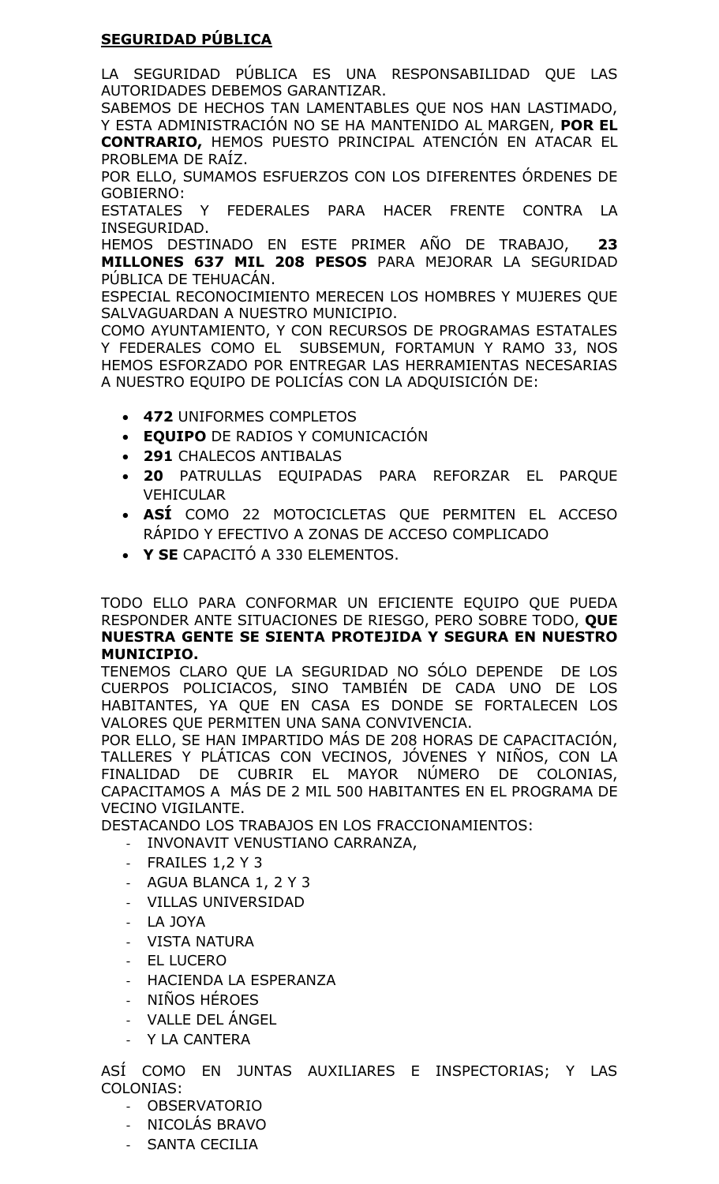**SEGURIDAD PÚBLICA**

LA SEGURIDAD PÚBLICA ES UNA RESPONSABILIDAD QUE LAS AUTORIDADES DEBEMOS GARANTIZAR.

SABEMOS DE HECHOS TAN LAMENTABLES QUE NOS HAN LASTIMADO, Y ESTA ADMINISTRACIÓN NO SE HA MANTENIDO AL MARGEN, **POR EL CONTRARIO,** HEMOS PUESTO PRINCIPAL ATENCIÓN EN ATACAR EL PROBLEMA DE RAÍZ.

POR ELLO, SUMAMOS ESFUERZOS CON LOS DIFERENTES ÓRDENES DE GOBIERNO:

ESTATALES Y FEDERALES PARA HACER FRENTE CONTRA LA INSEGURIDAD.

HEMOS DESTINADO EN ESTE PRIMER AÑO DE TRABAJO, **23 MILLONES 637 MIL 208 PESOS** PARA MEJORAR LA SEGURIDAD PÚBLICA DE TEHUACÁN.

ESPECIAL RECONOCIMIENTO MERECEN LOS HOMBRES Y MUJERES QUE SALVAGUARDAN A NUESTRO MUNICIPIO.

COMO AYUNTAMIENTO, Y CON RECURSOS DE PROGRAMAS ESTATALES Y FEDERALES COMO EL SUBSEMUN, FORTAMUN Y RAMO 33, NOS HEMOS ESFORZADO POR ENTREGAR LAS HERRAMIENTAS NECESARIAS A NUESTRO EQUIPO DE POLICÍAS CON LA ADQUISICIÓN DE:

- **472** UNIFORMES COMPLETOS
- **EQUIPO** DE RADIOS Y COMUNICACIÓN
- **291** CHALECOS ANTIBALAS
- **20** PATRULLAS EQUIPADAS PARA REFORZAR EL PARQUE VEHICULAR
- **ASÍ** COMO 22 MOTOCICLETAS QUE PERMITEN EL ACCESO RÁPIDO Y EFECTIVO A ZONAS DE ACCESO COMPLICADO
- **Y SE** CAPACITÓ A 330 ELEMENTOS.

TODO ELLO PARA CONFORMAR UN EFICIENTE EQUIPO QUE PUEDA RESPONDER ANTE SITUACIONES DE RIESGO, PERO SOBRE TODO, **QUE NUESTRA GENTE SE SIENTA PROTEJIDA Y SEGURA EN NUESTRO MUNICIPIO.**

TENEMOS CLARO QUE LA SEGURIDAD NO SÓLO DEPENDE DE LOS CUERPOS POLICIACOS, SINO TAMBIÉN DE CADA UNO DE LOS HABITANTES, YA QUE EN CASA ES DONDE SE FORTALECEN LOS VALORES QUE PERMITEN UNA SANA CONVIVENCIA.

POR ELLO, SE HAN IMPARTIDO MÁS DE 208 HORAS DE CAPACITACIÓN, TALLERES Y PLÁTICAS CON VECINOS, JÓVENES Y NIÑOS, CON LA FINALIDAD DE CUBRIR EL MAYOR NÚMERO DE COLONIAS, CAPACITAMOS A MÁS DE 2 MIL 500 HABITANTES EN EL PROGRAMA DE VECINO VIGILANTE.

DESTACANDO LOS TRABAJOS EN LOS FRACCIONAMIENTOS:

- INVONAVIT VENUSTIANO CARRANZA,
- FRAILES 1,2 Y 3
- AGUA BLANCA 1, 2 Y 3
- VILLAS UNIVERSIDAD
- LA JOYA
- VISTA NATURA
- EL LUCERO
- HACIENDA LA ESPERANZA
- NIÑOS HÉROES
- VALLE DEL ÁNGEL
- Y LA CANTERA

ASÍ COMO EN JUNTAS AUXILIARES E INSPECTORIAS; Y LAS COLONIAS:

- OBSERVATORIO
- NICOLÁS BRAVO
- SANTA CECILIA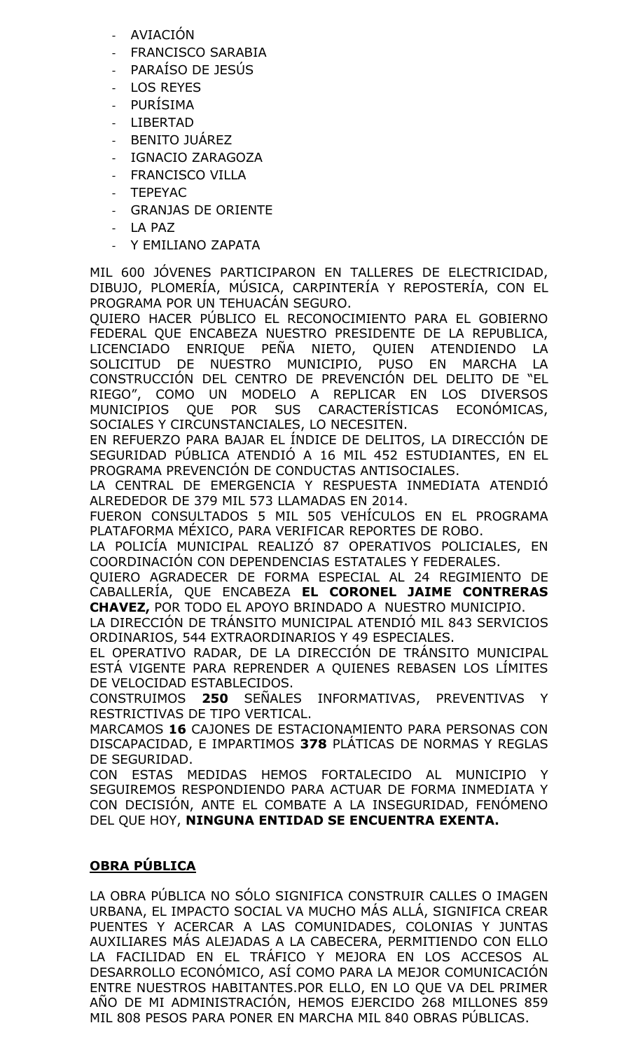- AVIACIÓN
- FRANCISCO SARABIA
- PARAÍSO DE JESÚS
- LOS REYES
- PURÍSIMA
- LIBERTAD
- BENITO JUÁREZ
- IGNACIO ZARAGOZA
- FRANCISCO VILLA
- TEPEYAC
- GRANJAS DE ORIENTE
- LA PAZ
- Y EMILIANO ZAPATA

MIL 600 JÓVENES PARTICIPARON EN TALLERES DE ELECTRICIDAD, DIBUJO, PLOMERÍA, MÚSICA, CARPINTERÍA Y REPOSTERÍA, CON EL PROGRAMA POR UN TEHUACÁN SEGURO.

QUIERO HACER PÚBLICO EL RECONOCIMIENTO PARA EL GOBIERNO FEDERAL QUE ENCABEZA NUESTRO PRESIDENTE DE LA REPUBLICA, LICENCIADO ENRIQUE PEÑA NIETO, QUIEN ATENDIENDO LA SOLICITUD DE NUESTRO MUNICIPIO, PUSO EN MARCHA LA CONSTRUCCIÓN DEL CENTRO DE PREVENCIÓN DEL DELITO DE "EL RIEGO", COMO UN MODELO A REPLICAR EN LOS DIVERSOS MUNICIPIOS QUE POR SUS CARACTERÍSTICAS ECONÓMICAS, SOCIALES Y CIRCUNSTANCIALES, LO NECESITEN.

EN REFUERZO PARA BAJAR EL ÍNDICE DE DELITOS, LA DIRECCIÓN DE SEGURIDAD PÚBLICA ATENDIÓ A 16 MIL 452 ESTUDIANTES, EN EL PROGRAMA PREVENCIÓN DE CONDUCTAS ANTISOCIALES.

LA CENTRAL DE EMERGENCIA Y RESPUESTA INMEDIATA ATENDIÓ ALREDEDOR DE 379 MIL 573 LLAMADAS EN 2014.

FUERON CONSULTADOS 5 MIL 505 VEHÍCULOS EN EL PROGRAMA PLATAFORMA MÉXICO, PARA VERIFICAR REPORTES DE ROBO.

LA POLICÍA MUNICIPAL REALIZÓ 87 OPERATIVOS POLICIALES, EN COORDINACIÓN CON DEPENDENCIAS ESTATALES Y FEDERALES.

QUIERO AGRADECER DE FORMA ESPECIAL AL 24 REGIMIENTO DE CABALLERÍA, QUE ENCABEZA **EL CORONEL JAIME CONTRERAS CHAVEZ,** POR TODO EL APOYO BRINDADO A NUESTRO MUNICIPIO.

LA DIRECCIÓN DE TRÁNSITO MUNICIPAL ATENDIÓ MIL 843 SERVICIOS ORDINARIOS, 544 EXTRAORDINARIOS Y 49 ESPECIALES.

EL OPERATIVO RADAR, DE LA DIRECCIÓN DE TRÁNSITO MUNICIPAL ESTÁ VIGENTE PARA REPRENDER A QUIENES REBASEN LOS LÍMITES DE VELOCIDAD ESTABLECIDOS.

CONSTRUIMOS **250** SEÑALES INFORMATIVAS, PREVENTIVAS Y RESTRICTIVAS DE TIPO VERTICAL.

MARCAMOS **16** CAJONES DE ESTACIONAMIENTO PARA PERSONAS CON DISCAPACIDAD, E IMPARTIMOS **378** PLÁTICAS DE NORMAS Y REGLAS DE SEGURIDAD.

CON ESTAS MEDIDAS HEMOS FORTALECIDO AL MUNICIPIO Y SEGUIREMOS RESPONDIENDO PARA ACTUAR DE FORMA INMEDIATA Y CON DECISIÓN, ANTE EL COMBATE A LA INSEGURIDAD, FENÓMENO DEL QUE HOY, **NINGUNA ENTIDAD SE ENCUENTRA EXENTA.**

## OBRA PÚBLICA

LA OBRA PÚBLICA NO SÓLO SIGNIFICA CONSTRUIR CALLES O IMAGEN URBANA, EL IMPACTO SOCIAL VA MUCHO MÁS ALLÁ, SIGNIFICA CREAR PUENTES Y ACERCAR A LAS COMUNIDADES, COLONIAS Y JUNTAS AUXILIARES MÁS ALEJADAS A LA CABECERA, PERMITIENDO CON ELLO LA FACILIDAD EN EL TRÁFICO Y MEJORA EN LOS ACCESOS AL DESARROLLO ECONÓMICO, ASÍ COMO PARA LA MEJOR COMUNICACIÓN ENTRE NUESTROS HABITANTES.POR ELLO, EN LO QUE VA DEL PRIMER AÑO DE MI ADMINISTRACIÓN, HEMOS EJERCIDO 268 MILLONES 859 MIL 808 PESOS PARA PONER EN MARCHA MIL 840 OBRAS PÚBLICAS.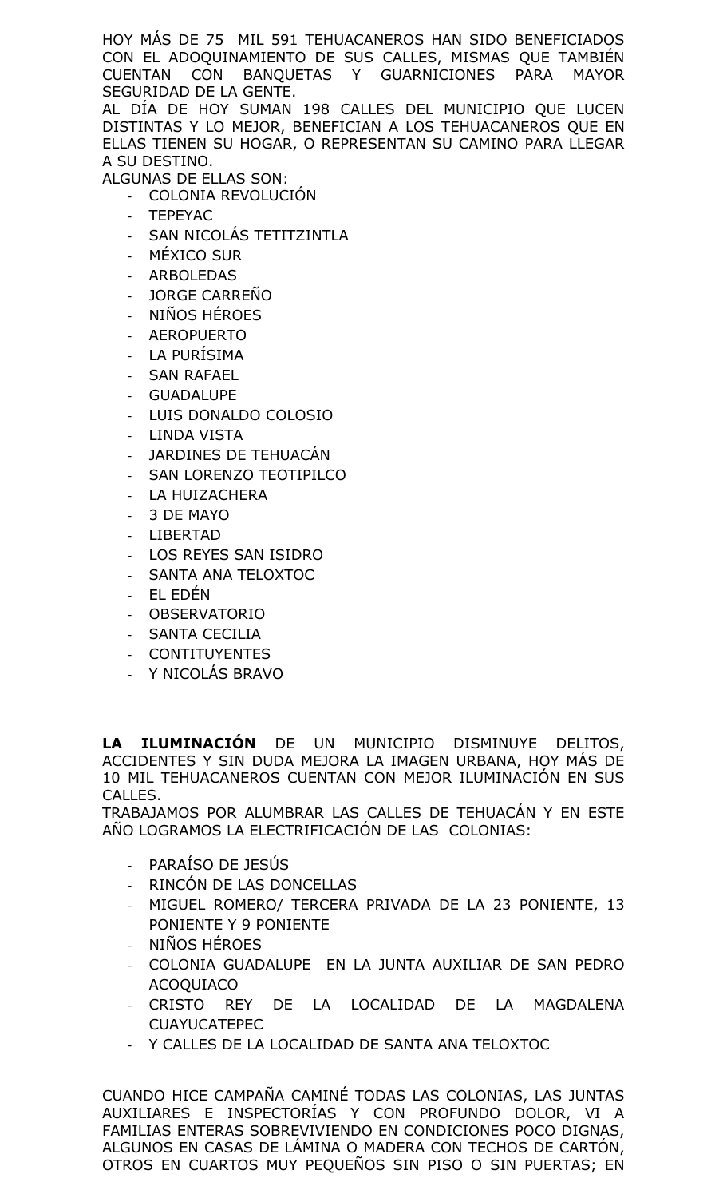HOY MÁS DE 75  MIL 591 TEHUACANEROS HAN SIDO BENEFICIADOS CON EL ADOQUINAMIENTO DE SUS CALLES, MISMAS QUE TAMBIÉN CUENTAN CON BANQUETAS Y GUARNICIONES PARA MAYOR SEGURIDAD DE LA GENTE.

AL DÍA DE HOY SUMAN 198 CALLES DEL MUNICIPIO QUE LUCEN DISTINTAS Y LO MEJOR, BENEFICIAN A LOS TEHUACANEROS QUE EN ELLAS TIENEN SU HOGAR, O REPRESENTAN SU CAMINO PARA LLEGAR A SU DESTINO.

ALGUNAS DE ELLAS SON:

- COLONIA REVOLUCIÓN
- TEPEYAC
- SAN NICOLÁS TETITZINTLA
- MÉXICO SUR
- ARBOLEDAS
- JORGE CARREÑO
- NIÑOS HÉROES
- AEROPUERTO
- LA PURÍSIMA
- SAN RAFAEL
- GUADALUPE
- LUIS DONALDO COLOSIO
- LINDA VISTA
- JARDINES DE TEHUACÁN
- SAN LORENZO TEOTIPILCO
- LA HUIZACHERA
- 3 DE MAYO
- LIBERTAD
- LOS REYES SAN ISIDRO
- SANTA ANA TELOXTOC
- EL EDÉN
- OBSERVATORIO
- SANTA CECILIA
- CONTITUYENTES
- Y NICOLÁS BRAVO

**LA ILUMINACIÓN** DE UN MUNICIPIO DISMINUYE DELITOS, ACCIDENTES Y SIN DUDA MEJORA LA IMAGEN URBANA, HOY MÁS DE 10 MIL TEHUACANEROS CUENTAN CON MEJOR ILUMINACIÓN EN SUS CALLES.

TRABAJAMOS POR ALUMBRAR LAS CALLES DE TEHUACÁN Y EN ESTE AÑO LOGRAMOS LA ELECTRIFICACIÓN DE LAS  COLONIAS:

- PARAÍSO DE JESÚS
- RINCÓN DE LAS DONCELLAS
- MIGUEL ROMERO/ TERCERA PRIVADA DE LA 23 PONIENTE, 13 PONIENTE Y 9 PONIENTE
- NIÑOS HÉROES
- COLONIA GUADALUPE  EN LA JUNTA AUXILIAR DE SAN PEDRO ACOQUIACO
- CRISTO REY DE LA LOCALIDAD DE LA MAGDALENA CUAYUCATEPEC
- Y CALLES DE LA LOCALIDAD DE SANTA ANA TELOXTOC

CUANDO HICE CAMPAÑA CAMINÉ TODAS LAS COLONIAS, LAS JUNTAS AUXILIARES E INSPECTORÍAS Y CON PROFUNDO DOLOR, VI A FAMILIAS ENTERAS SOBREVIVIENDO EN CONDICIONES POCO DIGNAS, ALGUNOS EN CASAS DE LÁMINA O MADERA CON TECHOS DE CARTÓN, OTROS EN CUARTOS MUY PEQUEÑOS SIN PISO O SIN PUERTAS; EN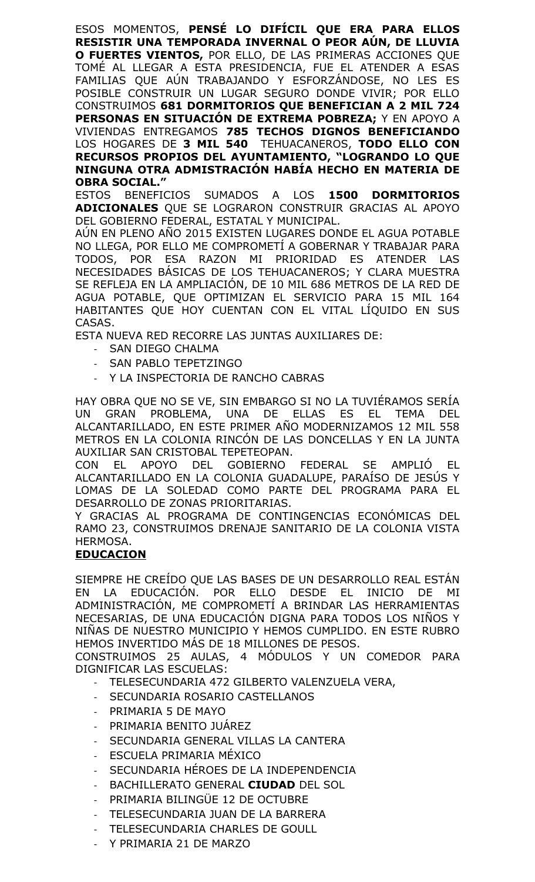ESOS MOMENTOS, **PENSÉ LO DIFÍCIL QUE ERA PARA ELLOS RESISTIR UNA TEMPORADA INVERNAL O PEOR AÚN, DE LLUVIA O FUERTES VIENTOS,** POR ELLO, DE LAS PRIMERAS ACCIONES QUE TOMÉ AL LLEGAR A ESTA PRESIDENCIA, FUE EL ATENDER A ESAS FAMILIAS QUE AÚN TRABAJANDO Y ESFORZÁNDOSE, NO LES ES POSIBLE CONSTRUIR UN LUGAR SEGURO DONDE VIVIR; POR ELLO CONSTRUIMOS **681 DORMITORIOS QUE BENEFICIAN A 2 MIL 724 PERSONAS EN SITUACIÓN DE EXTREMA POBREZA;** Y EN APOYO A VIVIENDAS ENTREGAMOS **785 TECHOS DIGNOS BENEFICIANDO** LOS HOGARES DE **3 MIL 540** TEHUACANEROS, **TODO ELLO CON RECURSOS PROPIOS DEL AYUNTAMIENTO, "LOGRANDO LO QUE NINGUNA OTRA ADMISTRACIÓN HABÍA HECHO EN MATERIA DE OBRA SOCIAL."**

ESTOS BENEFICIOS SUMADOS A LOS **1500 DORMITORIOS ADICIONALES** QUE SE LOGRARON CONSTRUIR GRACIAS AL APOYO DEL GOBIERNO FEDERAL, ESTATAL Y MUNICIPAL.

AÚN EN PLENO AÑO 2015 EXISTEN LUGARES DONDE EL AGUA POTABLE NO LLEGA, POR ELLO ME COMPROMETÍ A GOBERNAR Y TRABAJAR PARA TODOS, POR ESA RAZON MI PRIORIDAD ES ATENDER LAS NECESIDADES BÁSICAS DE LOS TEHUACANEROS; Y CLARA MUESTRA SE REFLEJA EN LA AMPLIACIÓN, DE 10 MIL 686 METROS DE LA RED DE AGUA POTABLE, QUE OPTIMIZAN EL SERVICIO PARA 15 MIL 164 HABITANTES QUE HOY CUENTAN CON EL VITAL LÍQUIDO EN SUS CASAS.

ESTA NUEVA RED RECORRE LAS JUNTAS AUXILIARES DE:

- SAN DIEGO CHALMA
- SAN PABLO TEPETZINGO
- Y LA INSPECTORIA DE RANCHO CABRAS

HAY OBRA QUE NO SE VE, SIN EMBARGO SI NO LA TUVIÉRAMOS SERÍA UN GRAN PROBLEMA, UNA DE ELLAS ES EL TEMA DEL ALCANTARILLADO, EN ESTE PRIMER AÑO MODERNIZAMOS 12 MIL 558 METROS EN LA COLONIA RINCÓN DE LAS DONCELLAS Y EN LA JUNTA AUXILIAR SAN CRISTOBAL TEPETEOPAN.

CON EL APOYO DEL GOBIERNO FEDERAL SE AMPLIÓ EL ALCANTARILLADO EN LA COLONIA GUADALUPE, PARAÍSO DE JESÚS Y LOMAS DE LA SOLEDAD COMO PARTE DEL PROGRAMA PARA EL DESARROLLO DE ZONAS PRIORITARIAS.

Y GRACIAS AL PROGRAMA DE CONTINGENCIAS ECONÓMICAS DEL RAMO 23, CONSTRUIMOS DRENAJE SANITARIO DE LA COLONIA VISTA HERMOSA.

**EDUCACION**

SIEMPRE HE CREÍDO QUE LAS BASES DE UN DESARROLLO REAL ESTÁN EN LA EDUCACIÓN. POR ELLO DESDE EL INICIO DE MI ADMINISTRACIÓN, ME COMPROMETÍ A BRINDAR LAS HERRAMIENTAS NECESARIAS, DE UNA EDUCACIÓN DIGNA PARA TODOS LOS NIÑOS Y NIÑAS DE NUESTRO MUNICIPIO Y HEMOS CUMPLIDO. EN ESTE RUBRO HEMOS INVERTIDO MÁS DE 18 MILLONES DE PESOS.

CONSTRUIMOS 25 AULAS, 4 MÓDULOS Y UN COMEDOR PARA DIGNIFICAR LAS ESCUELAS:

- TELESECUNDARIA 472 GILBERTO VALENZUELA VERA,
- SECUNDARIA ROSARIO CASTELLANOS
- PRIMARIA 5 DE MAYO
- PRIMARIA BENITO JUÁREZ
- SECUNDARIA GENERAL VILLAS LA CANTERA
- ESCUELA PRIMARIA MÉXICO
- SECUNDARIA HÉROES DE LA INDEPENDENCIA
- BACHILLERATO GENERAL **CIUDAD** DEL SOL
- PRIMARIA BILINGÜE 12 DE OCTUBRE
- TELESECUNDARIA JUAN DE LA BARRERA
- TELESECUNDARIA CHARLES DE GOULL
- Y PRIMARIA 21 DE MARZO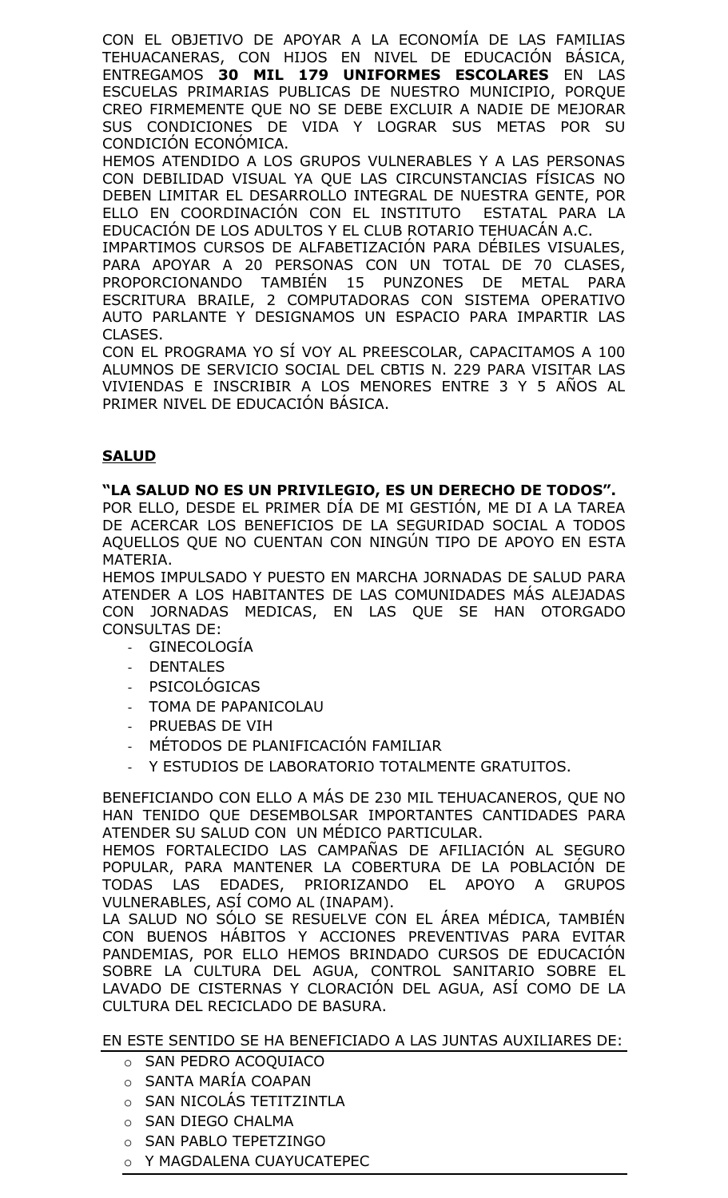CON EL OBJETIVO DE APOYAR A LA ECONOMÍA DE LAS FAMILIAS TEHUACANERAS, CON HIJOS EN NIVEL DE EDUCACIÓN BÁSICA, ENTREGAMOS **30 MIL 179 UNIFORMES ESCOLARES** EN LAS ESCUELAS PRIMARIAS PUBLICAS DE NUESTRO MUNICIPIO, PORQUE CREO FIRMEMENTE QUE NO SE DEBE EXCLUIR A NADIE DE MEJORAR SUS CONDICIONES DE VIDA Y LOGRAR SUS METAS POR SU CONDICIÓN ECONÓMICA.

HEMOS ATENDIDO A LOS GRUPOS VULNERABLES Y A LAS PERSONAS CON DEBILIDAD VISUAL YA QUE LAS CIRCUNSTANCIAS FÍSICAS NO DEBEN LIMITAR EL DESARROLLO INTEGRAL DE NUESTRA GENTE, POR ELLO EN COORDINACIÓN CON EL INSTITUTO ESTATAL PARA LA EDUCACIÓN DE LOS ADULTOS Y EL CLUB ROTARIO TEHUACÁN A.C.

IMPARTIMOS CURSOS DE ALFABETIZACIÓN PARA DÉBILES VISUALES, PARA APOYAR A 20 PERSONAS CON UN TOTAL DE 70 CLASES, PROPORCIONANDO TAMBIÉN 15 PUNZONES DE METAL PARA ESCRITURA BRAILE, 2 COMPUTADORAS CON SISTEMA OPERATIVO AUTO PARLANTE Y DESIGNAMOS UN ESPACIO PARA IMPARTIR LAS CLASES.

CON EL PROGRAMA YO SÍ VOY AL PREESCOLAR, CAPACITAMOS A 100 ALUMNOS DE SERVICIO SOCIAL DEL CBTIS N. 229 PARA VISITAR LAS VIVIENDAS E INSCRIBIR A LOS MENORES ENTRE 3 Y 5 AÑOS AL PRIMER NIVEL DE EDUCACIÓN BÁSICA.

## SALUD

**"LA SALUD NO ES UN PRIVILEGIO, ES UN DERECHO DE TODOS".**

POR ELLO, DESDE EL PRIMER DÍA DE MI GESTIÓN, ME DI A LA TAREA DE ACERCAR LOS BENEFICIOS DE LA SEGURIDAD SOCIAL A TODOS AQUELLOS QUE NO CUENTAN CON NINGÚN TIPO DE APOYO EN ESTA MATERIA.

HEMOS IMPULSADO Y PUESTO EN MARCHA JORNADAS DE SALUD PARA ATENDER A LOS HABITANTES DE LAS COMUNIDADES MÁS ALEJADAS CON JORNADAS MEDICAS, EN LAS QUE SE HAN OTORGADO CONSULTAS DE:

- GINECOLOGÍA
- DENTALES
- PSICOLÓGICAS
- TOMA DE PAPANICOLAU
- PRUEBAS DE VIH
- MÉTODOS DE PLANIFICACIÓN FAMILIAR
- Y ESTUDIOS DE LABORATORIO TOTALMENTE GRATUITOS.

BENEFICIANDO CON ELLO A MÁS DE 230 MIL TEHUACANEROS, QUE NO HAN TENIDO QUE DESEMBOLSAR IMPORTANTES CANTIDADES PARA ATENDER SU SALUD CON UN MÉDICO PARTICULAR.

HEMOS FORTALECIDO LAS CAMPAÑAS DE AFILIACIÓN AL SEGURO POPULAR, PARA MANTENER LA COBERTURA DE LA POBLACIÓN DE TODAS LAS EDADES, PRIORIZANDO EL APOYO A GRUPOS VULNERABLES, ASÍ COMO AL (INAPAM).

LA SALUD NO SÓLO SE RESUELVE CON EL ÁREA MÉDICA, TAMBIÉN CON BUENOS HÁBITOS Y ACCIONES PREVENTIVAS PARA EVITAR PANDEMIAS, POR ELLO HEMOS BRINDADO CURSOS DE EDUCACIÓN SOBRE LA CULTURA DEL AGUA, CONTROL SANITARIO SOBRE EL LAVADO DE CISTERNAS Y CLORACIÓN DEL AGUA, ASÍ COMO DE LA CULTURA DEL RECICLADO DE BASURA.

EN ESTE SENTIDO SE HA BENEFICIADO A LAS JUNTAS AUXILIARES DE:

- SAN PEDRO ACOQUIACO
- SANTA MARÍA COAPAN
- SAN NICOLÁS TETITZINTLA
- SAN DIEGO CHALMA
- SAN PABLO TEPETZINGO
- Y MAGDALENA CUAYUCATEPEC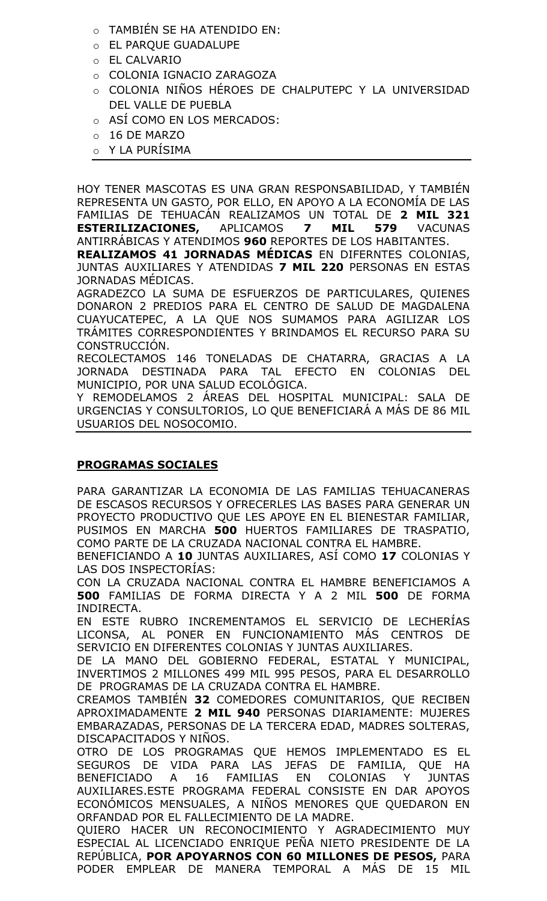- TAMBIÉN SE HA ATENDIDO EN:
- EL PARQUE GUADALUPE
- EL CALVARIO
- COLONIA IGNACIO ZARAGOZA
- COLONIA NIÑOS HÉROES DE CHALPUTEPC Y LA UNIVERSIDAD DEL VALLE DE PUEBLA
- ASÍ COMO EN LOS MERCADOS:
- 16 DE MARZO
- Y LA PURÍSIMA

---

HOY TENER MASCOTAS ES UNA GRAN RESPONSABILIDAD, Y TAMBIÉN REPRESENTA UN GASTO, POR ELLO, EN APOYO A LA ECONOMÍA DE LAS FAMILIAS DE TEHUACÁN REALIZAMOS UN TOTAL DE **2 MIL 321 ESTERILIZACIONES,** APLICAMOS **7 MIL 579** VACUNAS ANTIRRÁBICAS Y ATENDIMOS **960** REPORTES DE LOS HABITANTES.

**REALIZAMOS 41 JORNADAS MÉDICAS** EN DIFERNTES COLONIAS, JUNTAS AUXILIARES Y ATENDIDAS **7 MIL 220** PERSONAS EN ESTAS JORNADAS MÉDICAS.

AGRADEZCO LA SUMA DE ESFUERZOS DE PARTICULARES, QUIENES DONARON 2 PREDIOS PARA EL CENTRO DE SALUD DE MAGDALENA CUAYUCATEPEC, A LA QUE NOS SUMAMOS PARA AGILIZAR LOS TRÁMITES CORRESPONDIENTES Y BRINDAMOS EL RECURSO PARA SU CONSTRUCCIÓN.

RECOLECTAMOS 146 TONELADAS DE CHATARRA, GRACIAS A LA JORNADA DESTINADA PARA TAL EFECTO EN COLONIAS DEL MUNICIPIO, POR UNA SALUD ECOLÓGICA.

Y REMODELAMOS 2 ÁREAS DEL HOSPITAL MUNICIPAL: SALA DE URGENCIAS Y CONSULTORIOS, LO QUE BENEFICIARÁ A MÁS DE 86 MIL USUARIOS DEL NOSOCOMIO.

---

## PROGRAMAS SOCIALES

PARA GARANTIZAR LA ECONOMIA DE LAS FAMILIAS TEHUACANERAS DE ESCASOS RECURSOS Y OFRECERLES LAS BASES PARA GENERAR UN PROYECTO PRODUCTIVO QUE LES APOYE EN EL BIENESTAR FAMILIAR, PUSIMOS EN MARCHA **500** HUERTOS FAMILIARES DE TRASPATIO, COMO PARTE DE LA CRUZADA NACIONAL CONTRA EL HAMBRE.

BENEFICIANDO A **10** JUNTAS AUXILIARES, ASÍ COMO **17** COLONIAS Y LAS DOS INSPECTORÍAS:

CON LA CRUZADA NACIONAL CONTRA EL HAMBRE BENEFICIAMOS A **500** FAMILIAS DE FORMA DIRECTA Y A 2 MIL **500** DE FORMA INDIRECTA.

EN ESTE RUBRO INCREMENTAMOS EL SERVICIO DE LECHERÍAS LICONSA, AL PONER EN FUNCIONAMIENTO MÁS CENTROS DE SERVICIO EN DIFERENTES COLONIAS Y JUNTAS AUXILIARES.

DE LA MANO DEL GOBIERNO FEDERAL, ESTATAL Y MUNICIPAL, INVERTIMOS 2 MILLONES 499 MIL 995 PESOS, PARA EL DESARROLLO DE PROGRAMAS DE LA CRUZADA CONTRA EL HAMBRE.

CREAMOS TAMBIÉN **32** COMEDORES COMUNITARIOS, QUE RECIBEN APROXIMADAMENTE **2 MIL 940** PERSONAS DIARIAMENTE: MUJERES EMBARAZADAS, PERSONAS DE LA TERCERA EDAD, MADRES SOLTERAS, DISCAPACITADOS Y NIÑOS.

OTRO DE LOS PROGRAMAS QUE HEMOS IMPLEMENTADO ES EL SEGUROS DE VIDA PARA LAS JEFAS DE FAMILIA, QUE HA BENEFICIADO A 16 FAMILIAS EN COLONIAS Y JUNTAS AUXILIARES.ESTE PROGRAMA FEDERAL CONSISTE EN DAR APOYOS ECONÓMICOS MENSUALES, A NIÑOS MENORES QUE QUEDARON EN ORFANDAD POR EL FALLECIMIENTO DE LA MADRE.

QUIERO HACER UN RECONOCIMIENTO Y AGRADECIMIENTO MUY ESPECIAL AL LICENCIADO ENRIQUE PEÑA NIETO PRESIDENTE DE LA REPÚBLICA, **POR APOYARNOS CON 60 MILLONES DE PESOS,** PARA PODER EMPLEAR DE MANERA TEMPORAL A MÁS DE 15 MIL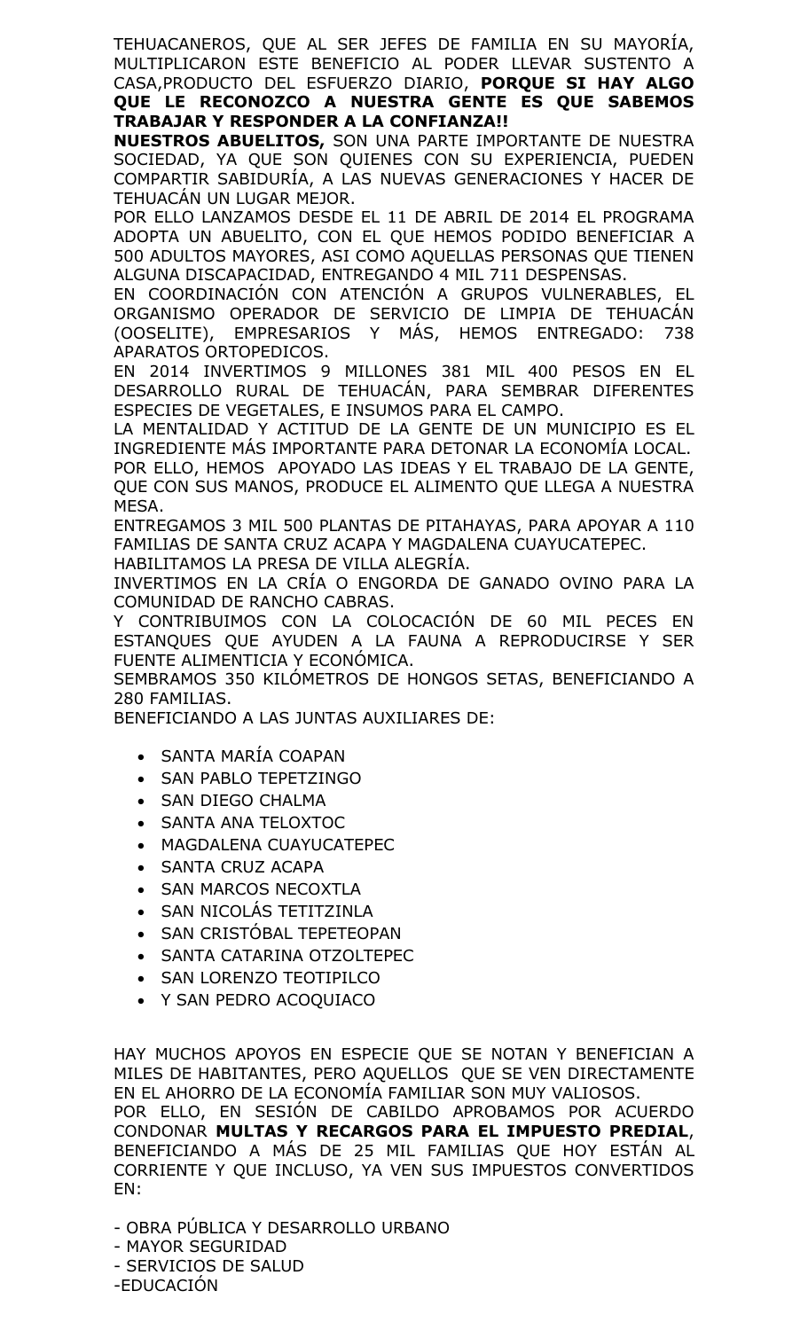TEHUACANEROS, QUE AL SER JEFES DE FAMILIA EN SU MAYORÍA, MULTIPLICARON ESTE BENEFICIO AL PODER LLEVAR SUSTENTO A CASA,PRODUCTO DEL ESFUERZO DIARIO, **PORQUE SI HAY ALGO QUE LE RECONOZCO A NUESTRA GENTE ES QUE SABEMOS TRABAJAR Y RESPONDER A LA CONFIANZA!!**

**NUESTROS ABUELITOS,** SON UNA PARTE IMPORTANTE DE NUESTRA SOCIEDAD, YA QUE SON QUIENES CON SU EXPERIENCIA, PUEDEN COMPARTIR SABIDURÍA, A LAS NUEVAS GENERACIONES Y HACER DE TEHUACÁN UN LUGAR MEJOR.

POR ELLO LANZAMOS DESDE EL 11 DE ABRIL DE 2014 EL PROGRAMA ADOPTA UN ABUELITO, CON EL QUE HEMOS PODIDO BENEFICIAR A 500 ADULTOS MAYORES, ASI COMO AQUELLAS PERSONAS QUE TIENEN ALGUNA DISCAPACIDAD, ENTREGANDO 4 MIL 711 DESPENSAS.

EN COORDINACIÓN CON ATENCIÓN A GRUPOS VULNERABLES, EL ORGANISMO OPERADOR DE SERVICIO DE LIMPIA DE TEHUACÁN (OOSELITE), EMPRESARIOS Y MÁS, HEMOS ENTREGADO: 738 APARATOS ORTOPEDICOS.

EN 2014 INVERTIMOS 9 MILLONES 381 MIL 400 PESOS EN EL DESARROLLO RURAL DE TEHUACÁN, PARA SEMBRAR DIFERENTES ESPECIES DE VEGETALES, E INSUMOS PARA EL CAMPO.

LA MENTALIDAD Y ACTITUD DE LA GENTE DE UN MUNICIPIO ES EL INGREDIENTE MÁS IMPORTANTE PARA DETONAR LA ECONOMÍA LOCAL.

POR ELLO, HEMOS APOYADO LAS IDEAS Y EL TRABAJO DE LA GENTE, QUE CON SUS MANOS, PRODUCE EL ALIMENTO QUE LLEGA A NUESTRA MESA.

ENTREGAMOS 3 MIL 500 PLANTAS DE PITAHAYAS, PARA APOYAR A 110 FAMILIAS DE SANTA CRUZ ACAPA Y MAGDALENA CUAYUCATEPEC.

HABILITAMOS LA PRESA DE VILLA ALEGRÍA.

INVERTIMOS EN LA CRÍA O ENGORDA DE GANADO OVINO PARA LA COMUNIDAD DE RANCHO CABRAS.

Y CONTRIBUIMOS CON LA COLOCACIÓN DE 60 MIL PECES EN ESTANQUES QUE AYUDEN A LA FAUNA A REPRODUCIRSE Y SER FUENTE ALIMENTICIA Y ECONÓMICA.

SEMBRAMOS 350 KILÓMETROS DE HONGOS SETAS, BENEFICIANDO A 280 FAMILIAS.

BENEFICIANDO A LAS JUNTAS AUXILIARES DE:

- SANTA MARÍA COAPAN
- SAN PABLO TEPETZINGO
- SAN DIEGO CHALMA
- SANTA ANA TELOXTOC
- MAGDALENA CUAYUCATEPEC
- SANTA CRUZ ACAPA
- SAN MARCOS NECOXTLA
- SAN NICOLÁS TETITZINLA
- SAN CRISTÓBAL TEPETEOPAN
- SANTA CATARINA OTZOLTEPEC
- SAN LORENZO TEOTIPILCO
- Y SAN PEDRO ACOQUIACO

HAY MUCHOS APOYOS EN ESPECIE QUE SE NOTAN Y BENEFICIAN A MILES DE HABITANTES, PERO AQUELLOS QUE SE VEN DIRECTAMENTE EN EL AHORRO DE LA ECONOMÍA FAMILIAR SON MUY VALIOSOS.

POR ELLO, EN SESIÓN DE CABILDO APROBAMOS POR ACUERDO CONDONAR **MULTAS Y RECARGOS PARA EL IMPUESTO PREDIAL**, BENEFICIANDO A MÁS DE 25 MIL FAMILIAS QUE HOY ESTÁN AL CORRIENTE Y QUE INCLUSO, YA VEN SUS IMPUESTOS CONVERTIDOS EN:

- OBRA PÚBLICA Y DESARROLLO URBANO
- MAYOR SEGURIDAD
- SERVICIOS DE SALUD
-EDUCACIÓN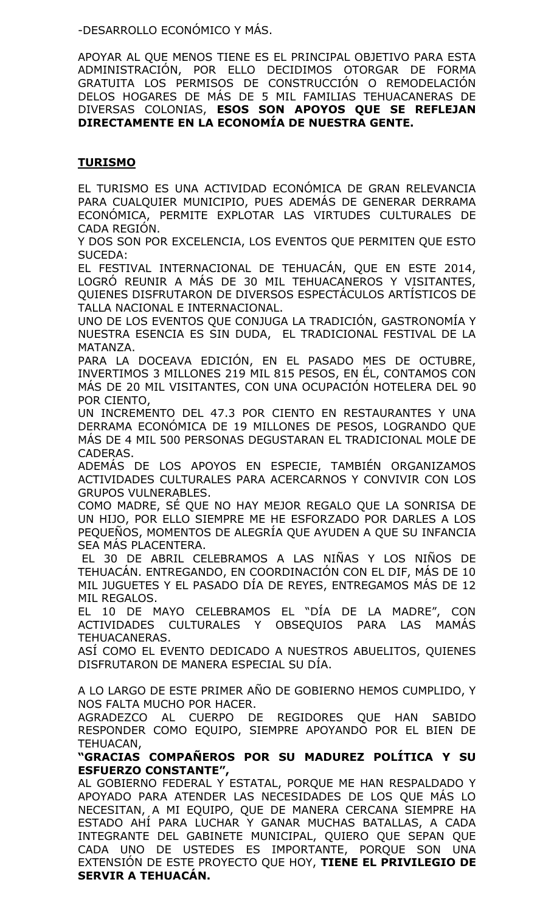-DESARROLLO ECONÓMICO Y MÁS.

APOYAR AL QUE MENOS TIENE ES EL PRINCIPAL OBJETIVO PARA ESTA ADMINISTRACIÓN, POR ELLO DECIDIMOS OTORGAR DE FORMA GRATUITA LOS PERMISOS DE CONSTRUCCIÓN O REMODELACIÓN DELOS HOGARES DE MÁS DE 5 MIL FAMILIAS TEHUACANERAS DE DIVERSAS COLONIAS, **ESOS SON APOYOS QUE SE REFLEJAN DIRECTAMENTE EN LA ECONOMÍA DE NUESTRA GENTE.**

## TURISMO

EL TURISMO ES UNA ACTIVIDAD ECONÓMICA DE GRAN RELEVANCIA PARA CUALQUIER MUNICIPIO, PUES ADEMÁS DE GENERAR DERRAMA ECONÓMICA, PERMITE EXPLOTAR LAS VIRTUDES CULTURALES DE CADA REGIÓN.

Y DOS SON POR EXCELENCIA, LOS EVENTOS QUE PERMITEN QUE ESTO SUCEDA:

EL FESTIVAL INTERNACIONAL DE TEHUACÁN, QUE EN ESTE 2014, LOGRÓ REUNIR A MÁS DE 30 MIL TEHUACANEROS Y VISITANTES, QUIENES DISFRUTARON DE DIVERSOS ESPECTÁCULOS ARTÍSTICOS DE TALLA NACIONAL E INTERNACIONAL.

UNO DE LOS EVENTOS QUE CONJUGA LA TRADICIÓN, GASTRONOMÍA Y NUESTRA ESENCIA ES SIN DUDA, EL TRADICIONAL FESTIVAL DE LA MATANZA.

PARA LA DOCEAVA EDICIÓN, EN EL PASADO MES DE OCTUBRE, INVERTIMOS 3 MILLONES 219 MIL 815 PESOS, EN ÉL, CONTAMOS CON MÁS DE 20 MIL VISITANTES, CON UNA OCUPACIÓN HOTELERA DEL 90 POR CIENTO,

UN INCREMENTO DEL 47.3 POR CIENTO EN RESTAURANTES Y UNA DERRAMA ECONÓMICA DE 19 MILLONES DE PESOS, LOGRANDO QUE MÁS DE 4 MIL 500 PERSONAS DEGUSTARAN EL TRADICIONAL MOLE DE CADERAS.

ADEMÁS DE LOS APOYOS EN ESPECIE, TAMBIÉN ORGANIZAMOS ACTIVIDADES CULTURALES PARA ACERCARNOS Y CONVIVIR CON LOS GRUPOS VULNERABLES.

COMO MADRE, SÉ QUE NO HAY MEJOR REGALO QUE LA SONRISA DE UN HIJO, POR ELLO SIEMPRE ME HE ESFORZADO POR DARLES A LOS PEQUEÑOS, MOMENTOS DE ALEGRÍA QUE AYUDEN A QUE SU INFANCIA SEA MÁS PLACENTERA.

EL 30 DE ABRIL CELEBRAMOS A LAS NIÑAS Y LOS NIÑOS DE TEHUACÁN. ENTREGANDO, EN COORDINACIÓN CON EL DIF, MÁS DE 10 MIL JUGUETES Y EL PASADO DÍA DE REYES, ENTREGAMOS MÁS DE 12 MIL REGALOS.

EL 10 DE MAYO CELEBRAMOS EL "DÍA DE LA MADRE", CON ACTIVIDADES CULTURALES Y OBSEQUIOS PARA LAS MAMÁS TEHUACANERAS.

ASÍ COMO EL EVENTO DEDICADO A NUESTROS ABUELITOS, QUIENES DISFRUTARON DE MANERA ESPECIAL SU DÍA.

A LO LARGO DE ESTE PRIMER AÑO DE GOBIERNO HEMOS CUMPLIDO, Y NOS FALTA MUCHO POR HACER.

AGRADEZCO AL CUERPO DE REGIDORES QUE HAN SABIDO RESPONDER COMO EQUIPO, SIEMPRE APOYANDO POR EL BIEN DE TEHUACAN,

**"GRACIAS COMPAÑEROS POR SU MADUREZ POLÍTICA Y SU ESFUERZO CONSTANTE",**

AL GOBIERNO FEDERAL Y ESTATAL, PORQUE ME HAN RESPALDADO Y APOYADO PARA ATENDER LAS NECESIDADES DE LOS QUE MÁS LO NECESITAN, A MI EQUIPO, QUE DE MANERA CERCANA SIEMPRE HA ESTADO AHÍ PARA LUCHAR Y GANAR MUCHAS BATALLAS, A CADA INTEGRANTE DEL GABINETE MUNICIPAL, QUIERO QUE SEPAN QUE CADA UNO DE USTEDES ES IMPORTANTE, PORQUE SON UNA EXTENSIÓN DE ESTE PROYECTO QUE HOY, **TIENE EL PRIVILEGIO DE SERVIR A TEHUACÁN.**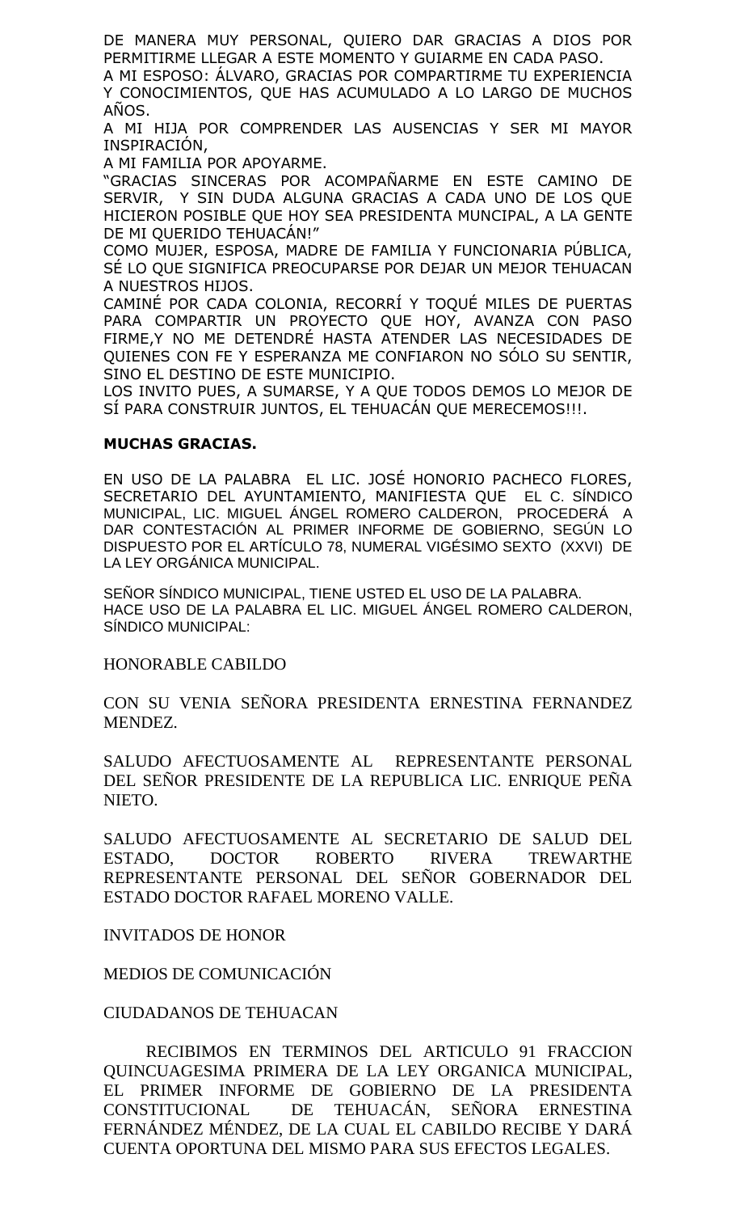DE MANERA MUY PERSONAL, QUIERO DAR GRACIAS A DIOS POR PERMITIRME LLEGAR A ESTE MOMENTO Y GUIARME EN CADA PASO.

A MI ESPOSO: ÁLVARO, GRACIAS POR COMPARTIRME TU EXPERIENCIA Y CONOCIMIENTOS, QUE HAS ACUMULADO A LO LARGO DE MUCHOS AÑOS.

A MI HIJA POR COMPRENDER LAS AUSENCIAS Y SER MI MAYOR INSPIRACIÓN,

A MI FAMILIA POR APOYARME.

"GRACIAS SINCERAS POR ACOMPAÑARME EN ESTE CAMINO DE SERVIR, Y SIN DUDA ALGUNA GRACIAS A CADA UNO DE LOS QUE HICIERON POSIBLE QUE HOY SEA PRESIDENTA MUNCIPAL, A LA GENTE DE MI QUERIDO TEHUACÁN!"

COMO MUJER, ESPOSA, MADRE DE FAMILIA Y FUNCIONARIA PÚBLICA, SÉ LO QUE SIGNIFICA PREOCUPARSE POR DEJAR UN MEJOR TEHUACAN A NUESTROS HIJOS.

CAMINÉ POR CADA COLONIA, RECORRÍ Y TOQUÉ MILES DE PUERTAS PARA COMPARTIR UN PROYECTO QUE HOY, AVANZA CON PASO FIRME,Y NO ME DETENDRÉ HASTA ATENDER LAS NECESIDADES DE QUIENES CON FE Y ESPERANZA ME CONFIARON NO SÓLO SU SENTIR, SINO EL DESTINO DE ESTE MUNICIPIO.

LOS INVITO PUES, A SUMARSE, Y A QUE TODOS DEMOS LO MEJOR DE SÍ PARA CONSTRUIR JUNTOS, EL TEHUACÁN QUE MERECEMOS!!!.

**MUCHAS GRACIAS.**

EN USO DE LA PALABRA EL LIC. JOSÉ HONORIO PACHECO FLORES, SECRETARIO DEL AYUNTAMIENTO, MANIFIESTA QUE EL C. SÍNDICO MUNICIPAL, LIC. MIGUEL ÁNGEL ROMERO CALDERON, PROCEDERÁ A DAR CONTESTACIÓN AL PRIMER INFORME DE GOBIERNO, SEGÚN LO DISPUESTO POR EL ARTÍCULO 78, NUMERAL VIGÉSIMO SEXTO (XXVI) DE LA LEY ORGÁNICA MUNICIPAL.

SEÑOR SÍNDICO MUNICIPAL, TIENE USTED EL USO DE LA PALABRA.
HACE USO DE LA PALABRA EL LIC. MIGUEL ÁNGEL ROMERO CALDERON, SÍNDICO MUNICIPAL:

HONORABLE CABILDO

CON SU VENIA SEÑORA PRESIDENTA ERNESTINA FERNANDEZ MENDEZ.

SALUDO AFECTUOSAMENTE AL REPRESENTANTE PERSONAL DEL SEÑOR PRESIDENTE DE LA REPUBLICA LIC. ENRIQUE PEÑA NIETO.

SALUDO AFECTUOSAMENTE AL SECRETARIO DE SALUD DEL ESTADO, DOCTOR ROBERTO RIVERA TREWARTHE REPRESENTANTE PERSONAL DEL SEÑOR GOBERNADOR DEL ESTADO DOCTOR RAFAEL MORENO VALLE.

INVITADOS DE HONOR

MEDIOS DE COMUNICACIÓN

CIUDADANOS DE TEHUACAN

RECIBIMOS EN TERMINOS DEL ARTICULO 91 FRACCION QUINCUAGESIMA PRIMERA DE LA LEY ORGANICA MUNICIPAL, EL PRIMER INFORME DE GOBIERNO DE LA PRESIDENTA CONSTITUCIONAL DE TEHUACÁN, SEÑORA ERNESTINA FERNÁNDEZ MÉNDEZ, DE LA CUAL EL CABILDO RECIBE Y DARÁ CUENTA OPORTUNA DEL MISMO PARA SUS EFECTOS LEGALES.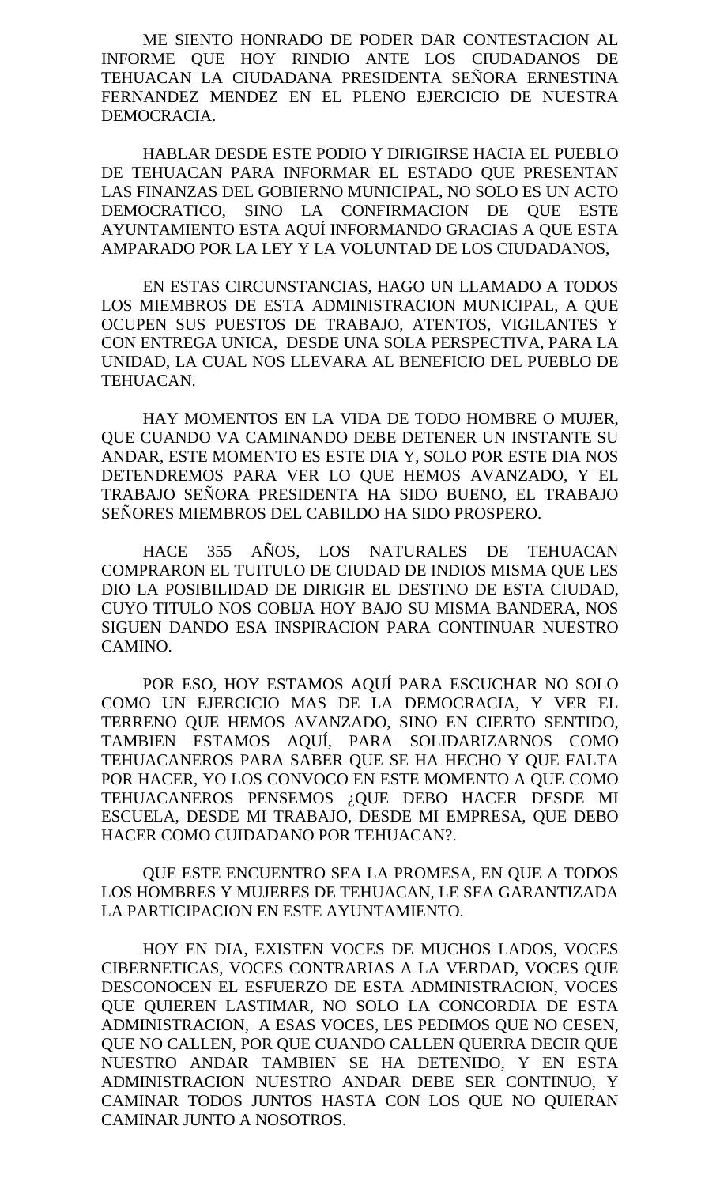ME SIENTO HONRADO DE PODER DAR CONTESTACION AL INFORME QUE HOY RINDIO ANTE LOS CIUDADANOS DE TEHUACAN LA CIUDADANA PRESIDENTA SEÑORA ERNESTINA FERNANDEZ MENDEZ EN EL PLENO EJERCICIO DE NUESTRA DEMOCRACIA.

HABLAR DESDE ESTE PODIO Y DIRIGIRSE HACIA EL PUEBLO DE TEHUACAN PARA INFORMAR EL ESTADO QUE PRESENTAN LAS FINANZAS DEL GOBIERNO MUNICIPAL, NO SOLO ES UN ACTO DEMOCRATICO, SINO LA CONFIRMACION DE QUE ESTE AYUNTAMIENTO ESTA AQUÍ INFORMANDO GRACIAS A QUE ESTA AMPARADO POR LA LEY Y LA VOLUNTAD DE LOS CIUDADANOS,

EN ESTAS CIRCUNSTANCIAS, HAGO UN LLAMADO A TODOS LOS MIEMBROS DE ESTA ADMINISTRACION MUNICIPAL, A QUE OCUPEN SUS PUESTOS DE TRABAJO, ATENTOS, VIGILANTES Y CON ENTREGA UNICA, DESDE UNA SOLA PERSPECTIVA, PARA LA UNIDAD, LA CUAL NOS LLEVARA AL BENEFICIO DEL PUEBLO DE TEHUACAN.

HAY MOMENTOS EN LA VIDA DE TODO HOMBRE O MUJER, QUE CUANDO VA CAMINANDO DEBE DETENER UN INSTANTE SU ANDAR, ESTE MOMENTO ES ESTE DIA Y, SOLO POR ESTE DIA NOS DETENDREMOS PARA VER LO QUE HEMOS AVANZADO, Y EL TRABAJO SEÑORA PRESIDENTA HA SIDO BUENO, EL TRABAJO SEÑORES MIEMBROS DEL CABILDO HA SIDO PROSPERO.

HACE 355 AÑOS, LOS NATURALES DE TEHUACAN COMPRARON EL TUITULO DE CIUDAD DE INDIOS MISMA QUE LES DIO LA POSIBILIDAD DE DIRIGIR EL DESTINO DE ESTA CIUDAD, CUYO TITULO NOS COBIJA HOY BAJO SU MISMA BANDERA, NOS SIGUEN DANDO ESA INSPIRACION PARA CONTINUAR NUESTRO CAMINO.

POR ESO, HOY ESTAMOS AQUÍ PARA ESCUCHAR NO SOLO COMO UN EJERCICIO MAS DE LA DEMOCRACIA, Y VER EL TERRENO QUE HEMOS AVANZADO, SINO EN CIERTO SENTIDO, TAMBIEN ESTAMOS AQUÍ, PARA SOLIDARIZARNOS COMO TEHUACANEROS PARA SABER QUE SE HA HECHO Y QUE FALTA POR HACER, YO LOS CONVOCO EN ESTE MOMENTO A QUE COMO TEHUACANEROS PENSEMOS ¿QUE DEBO HACER DESDE MI ESCUELA, DESDE MI TRABAJO, DESDE MI EMPRESA, QUE DEBO HACER COMO CUIDADANO POR TEHUACAN?.

QUE ESTE ENCUENTRO SEA LA PROMESA, EN QUE A TODOS LOS HOMBRES Y MUJERES DE TEHUACAN, LE SEA GARANTIZADA LA PARTICIPACION EN ESTE AYUNTAMIENTO.

HOY EN DIA, EXISTEN VOCES DE MUCHOS LADOS, VOCES CIBERNETICAS, VOCES CONTRARIAS A LA VERDAD, VOCES QUE DESCONOCEN EL ESFUERZO DE ESTA ADMINISTRACION, VOCES QUE QUIEREN LASTIMAR, NO SOLO LA CONCORDIA DE ESTA ADMINISTRACION, A ESAS VOCES, LES PEDIMOS QUE NO CESEN, QUE NO CALLEN, POR QUE CUANDO CALLEN QUERRA DECIR QUE NUESTRO ANDAR TAMBIEN SE HA DETENIDO, Y EN ESTA ADMINISTRACION NUESTRO ANDAR DEBE SER CONTINUO, Y CAMINAR TODOS JUNTOS HASTA CON LOS QUE NO QUIERAN CAMINAR JUNTO A NOSOTROS.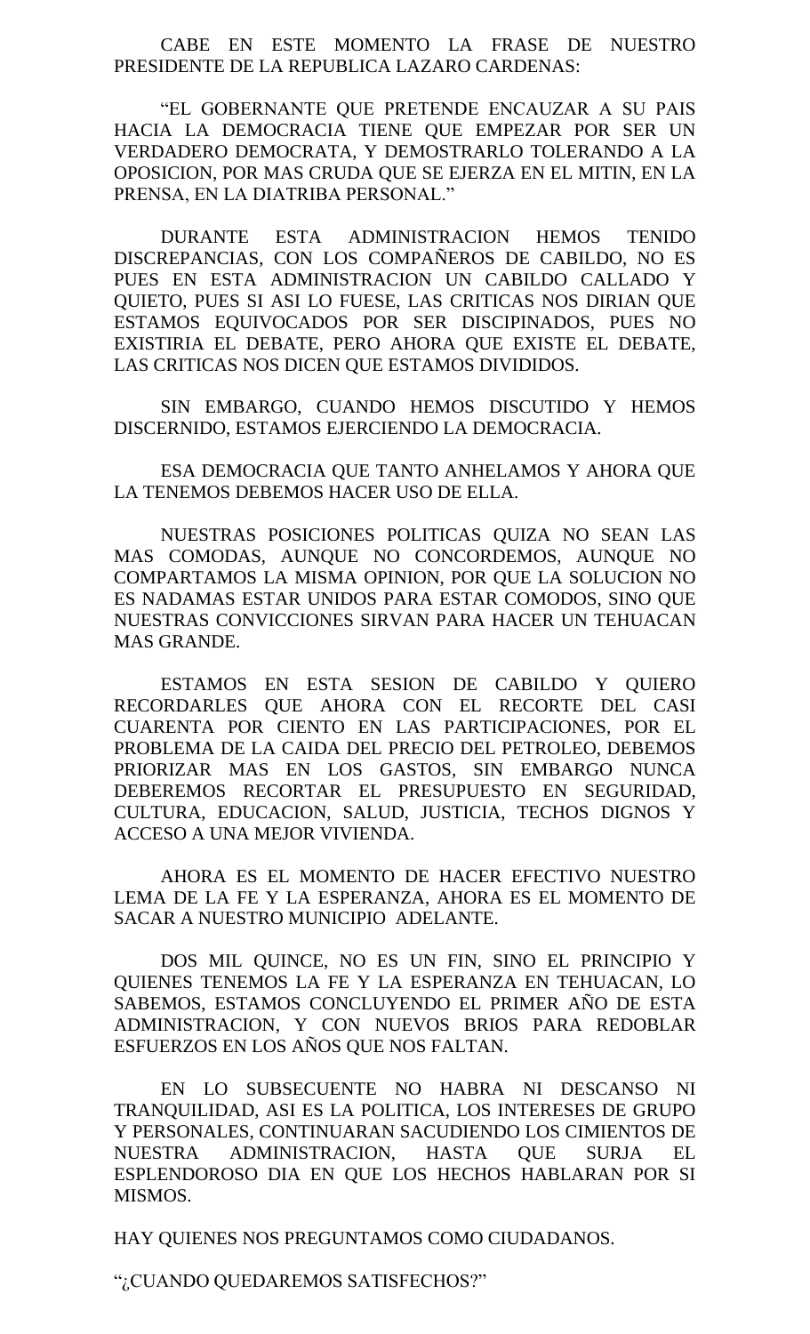CABE EN ESTE MOMENTO LA FRASE DE NUESTRO PRESIDENTE DE LA REPUBLICA LAZARO CARDENAS:

"EL GOBERNANTE QUE PRETENDE ENCAUZAR A SU PAIS HACIA LA DEMOCRACIA TIENE QUE EMPEZAR POR SER UN VERDADERO DEMOCRATA, Y DEMOSTRARLO TOLERANDO A LA OPOSICION, POR MAS CRUDA QUE SE EJERZA EN EL MITIN, EN LA PRENSA, EN LA DIATRIBA PERSONAL."

DURANTE ESTA ADMINISTRACION HEMOS TENIDO DISCREPANCIAS, CON LOS COMPAÑEROS DE CABILDO, NO ES PUES EN ESTA ADMINISTRACION UN CABILDO CALLADO Y QUIETO, PUES SI ASI LO FUESE, LAS CRITICAS NOS DIRIAN QUE ESTAMOS EQUIVOCADOS POR SER DISCIPINADOS, PUES NO EXISTIRIA EL DEBATE, PERO AHORA QUE EXISTE EL DEBATE, LAS CRITICAS NOS DICEN QUE ESTAMOS DIVIDIDOS.

SIN EMBARGO, CUANDO HEMOS DISCUTIDO Y HEMOS DISCERNIDO, ESTAMOS EJERCIENDO LA DEMOCRACIA.

ESA DEMOCRACIA QUE TANTO ANHELAMOS Y AHORA QUE LA TENEMOS DEBEMOS HACER USO DE ELLA.

NUESTRAS POSICIONES POLITICAS QUIZA NO SEAN LAS MAS COMODAS, AUNQUE NO CONCORDEMOS, AUNQUE NO COMPARTAMOS LA MISMA OPINION, POR QUE LA SOLUCION NO ES NADAMAS ESTAR UNIDOS PARA ESTAR COMODOS, SINO QUE NUESTRAS CONVICCIONES SIRVAN PARA HACER UN TEHUACAN MAS GRANDE.

ESTAMOS EN ESTA SESION DE CABILDO Y QUIERO RECORDARLES QUE AHORA CON EL RECORTE DEL CASI CUARENTA POR CIENTO EN LAS PARTICIPACIONES, POR EL PROBLEMA DE LA CAIDA DEL PRECIO DEL PETROLEO, DEBEMOS PRIORIZAR MAS EN LOS GASTOS, SIN EMBARGO NUNCA DEBEREMOS RECORTAR EL PRESUPUESTO EN SEGURIDAD, CULTURA, EDUCACION, SALUD, JUSTICIA, TECHOS DIGNOS Y ACCESO A UNA MEJOR VIVIENDA.

AHORA ES EL MOMENTO DE HACER EFECTIVO NUESTRO LEMA DE LA FE Y LA ESPERANZA, AHORA ES EL MOMENTO DE SACAR A NUESTRO MUNICIPIO ADELANTE.

DOS MIL QUINCE, NO ES UN FIN, SINO EL PRINCIPIO Y QUIENES TENEMOS LA FE Y LA ESPERANZA EN TEHUACAN, LO SABEMOS, ESTAMOS CONCLUYENDO EL PRIMER AÑO DE ESTA ADMINISTRACION, Y CON NUEVOS BRIOS PARA REDOBLAR ESFUERZOS EN LOS AÑOS QUE NOS FALTAN.

EN LO SUBSECUENTE NO HABRA NI DESCANSO NI TRANQUILIDAD, ASI ES LA POLITICA, LOS INTERESES DE GRUPO Y PERSONALES, CONTINUARAN SACUDIENDO LOS CIMIENTOS DE NUESTRA ADMINISTRACION, HASTA QUE SURJA EL ESPLENDOROSO DIA EN QUE LOS HECHOS HABLARAN POR SI MISMOS.

HAY QUIENES NOS PREGUNTAMOS COMO CIUDADANOS.

"¿CUANDO QUEDAREMOS SATISFECHOS?"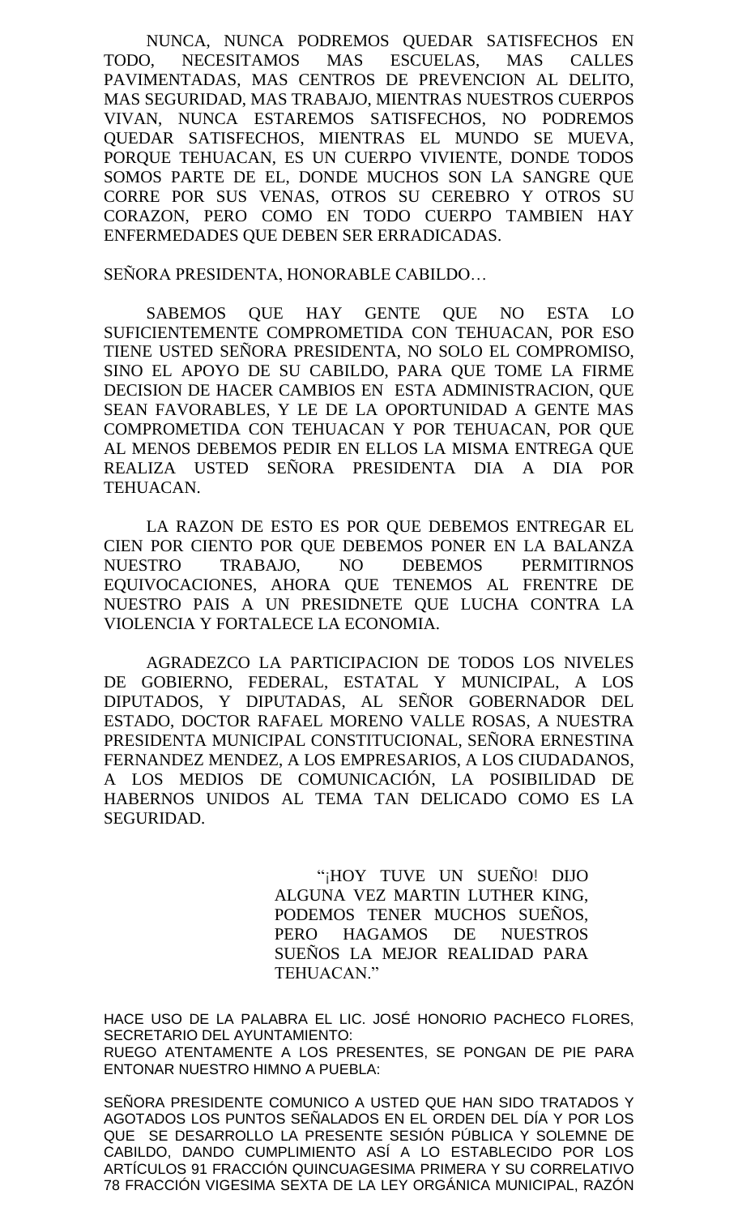NUNCA, NUNCA PODREMOS QUEDAR SATISFECHOS EN TODO, NECESITAMOS MAS ESCUELAS, MAS CALLES PAVIMENTADAS, MAS CENTROS DE PREVENCION AL DELITO, MAS SEGURIDAD, MAS TRABAJO, MIENTRAS NUESTROS CUERPOS VIVAN, NUNCA ESTAREMOS SATISFECHOS, NO PODREMOS QUEDAR SATISFECHOS, MIENTRAS EL MUNDO SE MUEVA, PORQUE TEHUACAN, ES UN CUERPO VIVIENTE, DONDE TODOS SOMOS PARTE DE EL, DONDE MUCHOS SON LA SANGRE QUE CORRE POR SUS VENAS, OTROS SU CEREBRO Y OTROS SU CORAZON, PERO COMO EN TODO CUERPO TAMBIEN HAY ENFERMEDADES QUE DEBEN SER ERRADICADAS.

SEÑORA PRESIDENTA, HONORABLE CABILDO…

SABEMOS QUE HAY GENTE QUE NO ESTA LO SUFICIENTEMENTE COMPROMETIDA CON TEHUACAN, POR ESO TIENE USTED SEÑORA PRESIDENTA, NO SOLO EL COMPROMISO, SINO EL APOYO DE SU CABILDO, PARA QUE TOME LA FIRME DECISION DE HACER CAMBIOS EN ESTA ADMINISTRACION, QUE SEAN FAVORABLES, Y LE DE LA OPORTUNIDAD A GENTE MAS COMPROMETIDA CON TEHUACAN Y POR TEHUACAN, POR QUE AL MENOS DEBEMOS PEDIR EN ELLOS LA MISMA ENTREGA QUE REALIZA USTED SEÑORA PRESIDENTA DIA A DIA POR TEHUACAN.

LA RAZON DE ESTO ES POR QUE DEBEMOS ENTREGAR EL CIEN POR CIENTO POR QUE DEBEMOS PONER EN LA BALANZA NUESTRO TRABAJO, NO DEBEMOS PERMITIRNOS EQUIVOCACIONES, AHORA QUE TENEMOS AL FRENTRE DE NUESTRO PAIS A UN PRESIDNETE QUE LUCHA CONTRA LA VIOLENCIA Y FORTALECE LA ECONOMIA.

AGRADEZCO LA PARTICIPACION DE TODOS LOS NIVELES DE GOBIERNO, FEDERAL, ESTATAL Y MUNICIPAL, A LOS DIPUTADOS, Y DIPUTADAS, AL SEÑOR GOBERNADOR DEL ESTADO, DOCTOR RAFAEL MORENO VALLE ROSAS, A NUESTRA PRESIDENTA MUNICIPAL CONSTITUCIONAL, SEÑORA ERNESTINA FERNANDEZ MENDEZ, A LOS EMPRESARIOS, A LOS CIUDADANOS, A LOS MEDIOS DE COMUNICACIÓN, LA POSIBILIDAD DE HABERNOS UNIDOS AL TEMA TAN DELICADO COMO ES LA SEGURIDAD.

> "¡HOY TUVE UN SUEÑO! DIJO ALGUNA VEZ MARTIN LUTHER KING, PODEMOS TENER MUCHOS SUEÑOS, PERO HAGAMOS DE NUESTROS SUEÑOS LA MEJOR REALIDAD PARA TEHUACAN."

HACE USO DE LA PALABRA EL LIC. JOSÉ HONORIO PACHECO FLORES, SECRETARIO DEL AYUNTAMIENTO:
RUEGO ATENTAMENTE A LOS PRESENTES, SE PONGAN DE PIE PARA ENTONAR NUESTRO HIMNO A PUEBLA:

SEÑORA PRESIDENTE COMUNICO A USTED QUE HAN SIDO TRATADOS Y AGOTADOS LOS PUNTOS SEÑALADOS EN EL ORDEN DEL DÍA Y POR LOS QUE SE DESARROLLO LA PRESENTE SESIÓN PÚBLICA Y SOLEMNE DE CABILDO, DANDO CUMPLIMIENTO ASÍ A LO ESTABLECIDO POR LOS ARTÍCULOS 91 FRACCIÓN QUINCUAGESIMA PRIMERA Y SU CORRELATIVO 78 FRACCIÓN VIGESIMA SEXTA DE LA LEY ORGÁNICA MUNICIPAL, RAZÓN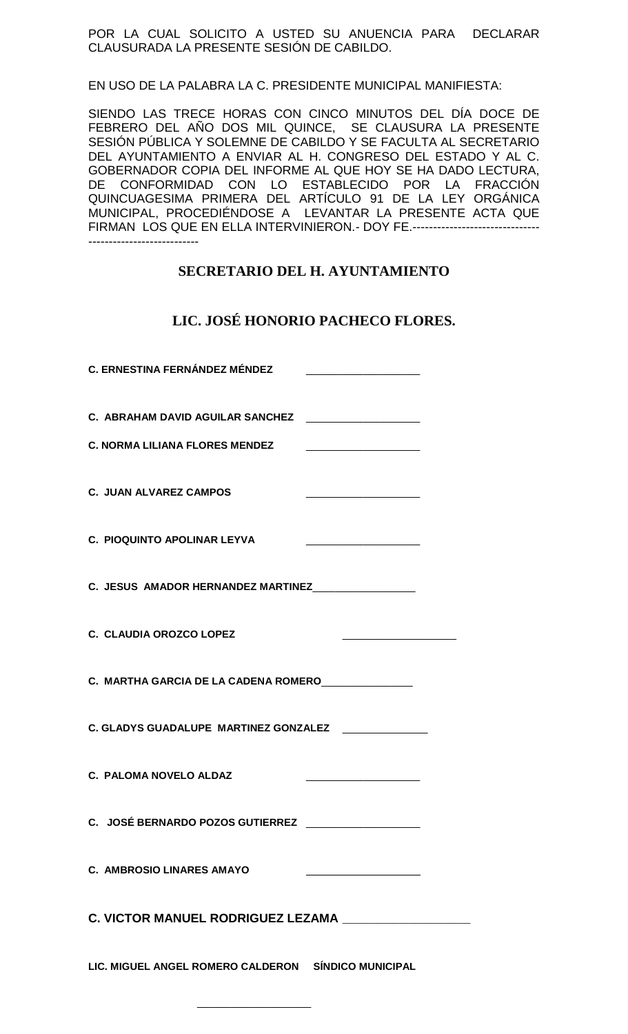POR LA CUAL SOLICITO A USTED SU ANUENCIA PARA DECLARAR CLAUSURADA LA PRESENTE SESIÓN DE CABILDO.

EN USO DE LA PALABRA LA C. PRESIDENTE MUNICIPAL MANIFIESTA:

SIENDO LAS TRECE HORAS CON CINCO MINUTOS DEL DÍA DOCE DE FEBRERO DEL AÑO DOS MIL QUINCE, SE CLAUSURA LA PRESENTE SESIÓN PÚBLICA Y SOLEMNE DE CABILDO Y SE FACULTA AL SECRETARIO DEL AYUNTAMIENTO A ENVIAR AL H. CONGRESO DEL ESTADO Y AL C. GOBERNADOR COPIA DEL INFORME AL QUE HOY SE HA DADO LECTURA, DE CONFORMIDAD CON LO ESTABLECIDO POR LA FRACCIÓN QUINCUAGESIMA PRIMERA DEL ARTÍCULO 91 DE LA LEY ORGÁNICA MUNICIPAL, PROCEDIÉNDOSE A LEVANTAR LA PRESENTE ACTA QUE FIRMAN LOS QUE EN ELLA INTERVINIERON.- DOY FE.---------------------------------------------------------

**SECRETARIO DEL H. AYUNTAMIENTO**

**LIC. JOSÉ HONORIO PACHECO FLORES.**

**C. ERNESTINA FERNÁNDEZ MÉNDEZ** ____________________

**C. ABRAHAM DAVID AGUILAR SANCHEZ** ____________________

**C. NORMA LILIANA FLORES MENDEZ** ____________________

**C. JUAN ALVAREZ CAMPOS** ____________________

**C. PIOQUINTO APOLINAR LEYVA** ____________________

**C. JESUS AMADOR HERNANDEZ MARTINEZ** ____________________

**C. CLAUDIA OROZCO LOPEZ** ____________________

**C. MARTHA GARCIA DE LA CADENA ROMERO** ____________________

**C. GLADYS GUADALUPE MARTINEZ GONZALEZ** ____________________

**C. PALOMA NOVELO ALDAZ** ____________________

**C. JOSÉ BERNARDO POZOS GUTIERREZ** ____________________

**C. AMBROSIO LINARES AMAYO** ____________________

**C. VICTOR MANUEL RODRIGUEZ LEZAMA** ____________________

**LIC. MIGUEL ANGEL ROMERO CALDERON SÍNDICO MUNICIPAL**

____________________